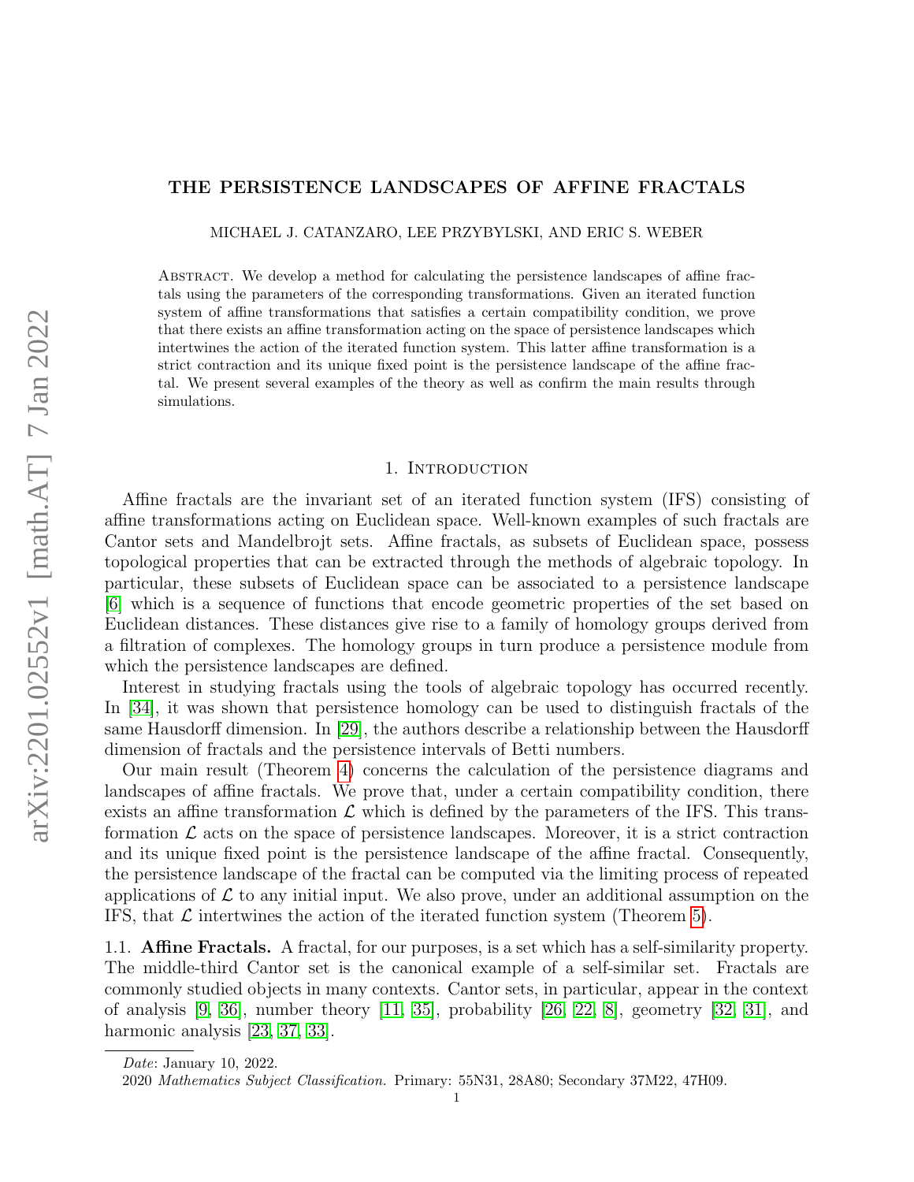# THE PERSISTENCE LANDSCAPES OF AFFINE FRACTALS

MICHAEL J. CATANZARO, LEE PRZYBYLSKI, AND ERIC S. WEBER

Abstract. We develop a method for calculating the persistence landscapes of affine fractals using the parameters of the corresponding transformations. Given an iterated function system of affine transformations that satisfies a certain compatibility condition, we prove that there exists an affine transformation acting on the space of persistence landscapes which intertwines the action of the iterated function system. This latter affine transformation is a strict contraction and its unique fixed point is the persistence landscape of the affine fractal. We present several examples of the theory as well as confirm the main results through simulations.

## 1. Introduction

Affine fractals are the invariant set of an iterated function system (IFS) consisting of affine transformations acting on Euclidean space. Well-known examples of such fractals are Cantor sets and Mandelbrojt sets. Affine fractals, as subsets of Euclidean space, possess topological properties that can be extracted through the methods of algebraic topology. In particular, these subsets of Euclidean space can be associated to a persistence landscape [6] which is a sequence of functions that encode geometric properties of the set based on Euclidean distances. These distances give rise to a family of homology groups derived from a filtration of complexes. The homology groups in turn produce a persistence module from which the persistence landscapes are defined.

Interest in studying fractals using the tools of algebraic topology has occurred recently. In [34], it was shown that persistence homology can be used to distinguish fractals of the same Hausdorff dimension. In [29], the authors describe a relationship between the Hausdorff dimension of fractals and the persistence intervals of Betti numbers.

Our main result (Theorem 4) concerns the calculation of the persistence diagrams and landscapes of affine fractals. We prove that, under a certain compatibility condition, there exists an affine transformation $\mathcal{L}$ which is defined by the parameters of the IFS. This transformation $\mathcal{L}$ acts on the space of persistence landscapes. Moreover, it is a strict contraction and its unique fixed point is the persistence landscape of the affine fractal. Consequently, the persistence landscape of the fractal can be computed via the limiting process of repeated applications of $\mathcal{L}$ to any initial input. We also prove, under an additional assumption on the IFS, that $\mathcal{L}$ intertwines the action of the iterated function system (Theorem 5).

1.1. **Affine Fractals.** A fractal, for our purposes, is a set which has a self-similarity property. The middle-third Cantor set is the canonical example of a self-similar set. Fractals are commonly studied objects in many contexts. Cantor sets, in particular, appear in the context of analysis [9, 36], number theory [11, 35], probability [26, 22, 8], geometry [32, 31], and harmonic analysis [23, 37, 33].

*Date*: January 10, 2022.

2020 *Mathematics Subject Classification.* Primary: 55N31, 28A80; Secondary 37M22, 47H09.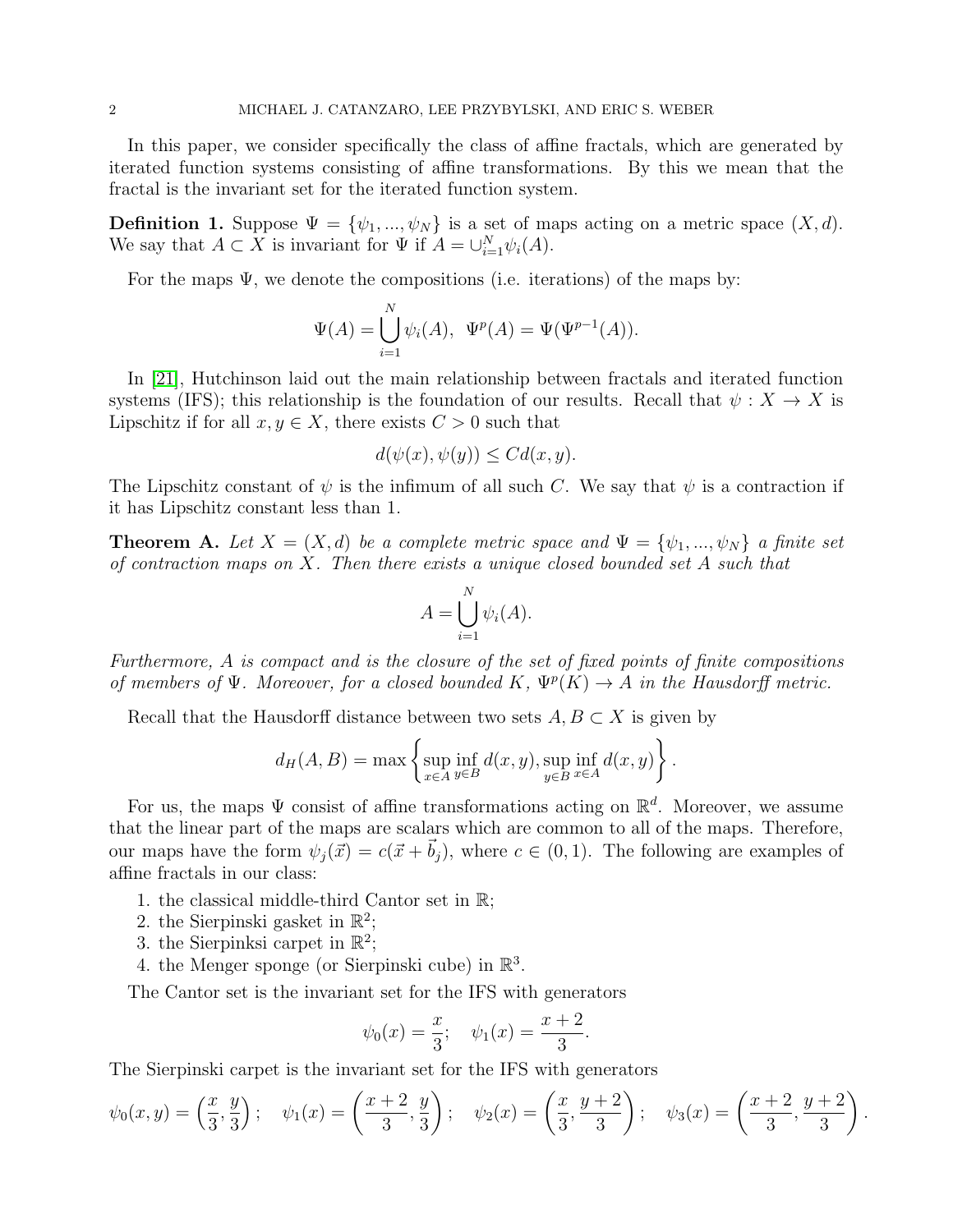In this paper, we consider specifically the class of affine fractals, which are generated by iterated function systems consisting of affine transformations. By this we mean that the fractal is the invariant set for the iterated function system.

**Definition 1.** Suppose $\Psi = \{\psi_1, ..., \psi_N\}$ is a set of maps acting on a metric space $(X, d)$. We say that $A \subset X$ is invariant for $\Psi$ if $A = \cup_{i=1}^{N} \psi_i(A)$.

For the maps $\Psi$, we denote the compositions (i.e. iterations) of the maps by:

$$\Psi(A) = \bigcup_{i=1}^{N} \psi_i(A), \;\; \Psi^p(A) = \Psi(\Psi^{p-1}(A)).$$

In [21], Hutchinson laid out the main relationship between fractals and iterated function systems (IFS); this relationship is the foundation of our results. Recall that $\psi : X \to X$ is Lipschitz if for all $x, y \in X$, there exists $C > 0$ such that

$$d(\psi(x), \psi(y)) \leq C d(x, y).$$

The Lipschitz constant of $\psi$ is the infimum of all such $C$. We say that $\psi$ is a contraction if it has Lipschitz constant less than 1.

**Theorem A.** *Let $X = (X, d)$ be a complete metric space and $\Psi = \{\psi_1, ..., \psi_N\}$ a finite set of contraction maps on $X$. Then there exists a unique closed bounded set $A$ such that*

$$A = \bigcup_{i=1}^{N} \psi_i(A).$$

*Furthermore, $A$ is compact and is the closure of the set of fixed points of finite compositions of members of $\Psi$. Moreover, for a closed bounded $K$, $\Psi^p(K) \to A$ in the Hausdorff metric.*

Recall that the Hausdorff distance between two sets $A, B \subset X$ is given by

$$d_H(A, B) = \max \left\{ \sup_{x \in A} \inf_{y \in B} d(x, y), \sup_{y \in B} \inf_{x \in A} d(x, y) \right\}.$$

For us, the maps $\Psi$ consist of affine transformations acting on $\mathbb{R}^d$. Moreover, we assume that the linear part of the maps are scalars which are common to all of the maps. Therefore, our maps have the form $\psi_j(\vec{x}) = c(\vec{x} + \vec{b}_j)$, where $c \in (0, 1)$. The following are examples of affine fractals in our class:

1. the classical middle-third Cantor set in $\mathbb{R}$;
2. the Sierpinski gasket in $\mathbb{R}^2$;
3. the Sierpinksi carpet in $\mathbb{R}^2$;
4. the Menger sponge (or Sierpinski cube) in $\mathbb{R}^3$.

The Cantor set is the invariant set for the IFS with generators

$$\psi_0(x) = \frac{x}{3}; \quad \psi_1(x) = \frac{x+2}{3}.$$

The Sierpinski carpet is the invariant set for the IFS with generators

$$\psi_0(x, y) = \left(\frac{x}{3}, \frac{y}{3}\right); \quad \psi_1(x) = \left(\frac{x+2}{3}, \frac{y}{3}\right); \quad \psi_2(x) = \left(\frac{x}{3}, \frac{y+2}{3}\right); \quad \psi_3(x) = \left(\frac{x+2}{3}, \frac{y+2}{3}\right).$$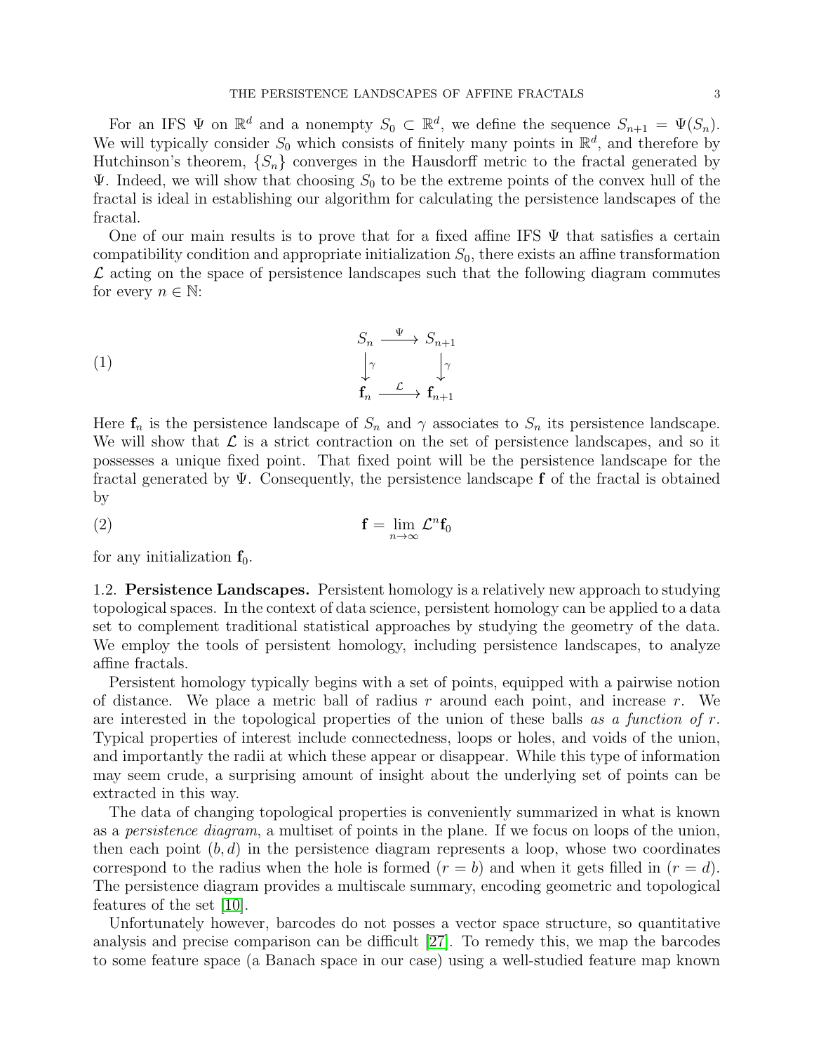For an IFS $\Psi$ on $\mathbb{R}^d$ and a nonempty $S_0 \subset \mathbb{R}^d$, we define the sequence $S_{n+1} = \Psi(S_n)$. We will typically consider $S_0$ which consists of finitely many points in $\mathbb{R}^d$, and therefore by Hutchinson's theorem, $\{S_n\}$ converges in the Hausdorff metric to the fractal generated by $\Psi$. Indeed, we will show that choosing $S_0$ to be the extreme points of the convex hull of the fractal is ideal in establishing our algorithm for calculating the persistence landscapes of the fractal.

One of our main results is to prove that for a fixed affine IFS $\Psi$ that satisfies a certain compatibility condition and appropriate initialization $S_0$, there exists an affine transformation $\mathcal{L}$ acting on the space of persistence landscapes such that the following diagram commutes for every $n \in \mathbb{N}$:

$$
\begin{array}{ccc}
S_n & \xrightarrow{\Psi} & S_{n+1} \\
\big\downarrow \gamma & & \big\downarrow \gamma \\
\mathbf{f}_n & \xrightarrow{\mathcal{L}} & \mathbf{f}_{n+1}
\end{array}
\tag{1}
$$

Here $\mathbf{f}_n$ is the persistence landscape of $S_n$ and $\gamma$ associates to $S_n$ its persistence landscape. We will show that $\mathcal{L}$ is a strict contraction on the set of persistence landscapes, and so it possesses a unique fixed point. That fixed point will be the persistence landscape for the fractal generated by $\Psi$. Consequently, the persistence landscape $\mathbf{f}$ of the fractal is obtained by

$$
\mathbf{f} = \lim_{n \to \infty} \mathcal{L}^n \mathbf{f}_0 \tag{2}
$$

for any initialization $\mathbf{f}_0$.

## 1.2. Persistence Landscapes.

Persistent homology is a relatively new approach to studying topological spaces. In the context of data science, persistent homology can be applied to a data set to complement traditional statistical approaches by studying the geometry of the data. We employ the tools of persistent homology, including persistence landscapes, to analyze affine fractals.

Persistent homology typically begins with a set of points, equipped with a pairwise notion of distance. We place a metric ball of radius $r$ around each point, and increase $r$. We are interested in the topological properties of the union of these balls *as a function of* $r$. Typical properties of interest include connectedness, loops or holes, and voids of the union, and importantly the radii at which these appear or disappear. While this type of information may seem crude, a surprising amount of insight about the underlying set of points can be extracted in this way.

The data of changing topological properties is conveniently summarized in what is known as a *persistence diagram*, a multiset of points in the plane. If we focus on loops of the union, then each point $(b, d)$ in the persistence diagram represents a loop, whose two coordinates correspond to the radius when the hole is formed ($r = b$) and when it gets filled in ($r = d$). The persistence diagram provides a multiscale summary, encoding geometric and topological features of the set [10].

Unfortunately however, barcodes do not posses a vector space structure, so quantitative analysis and precise comparison can be difficult [27]. To remedy this, we map the barcodes to some feature space (a Banach space in our case) using a well-studied feature map known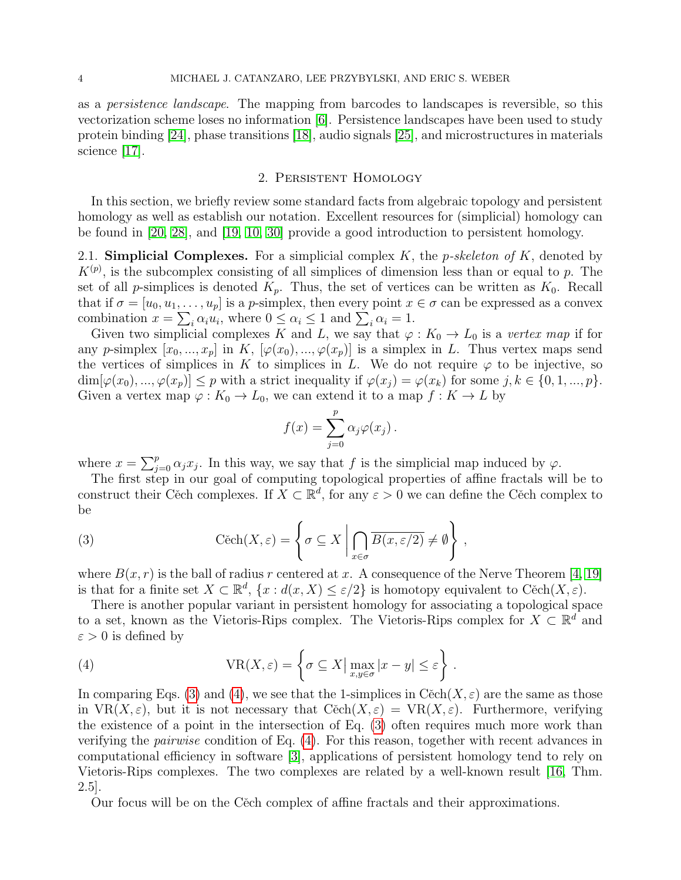as a *persistence landscape*. The mapping from barcodes to landscapes is reversible, so this vectorization scheme loses no information [6]. Persistence landscapes have been used to study protein binding [24], phase transitions [18], audio signals [25], and microstructures in materials science [17].

## 2. Persistent Homology

In this section, we briefly review some standard facts from algebraic topology and persistent homology as well as establish our notation. Excellent resources for (simplicial) homology can be found in [20, 28], and [19, 10, 30] provide a good introduction to persistent homology.

**2.1. Simplicial Complexes.** For a simplicial complex $K$, the *p-skeleton of* $K$, denoted by $K^{(p)}$, is the subcomplex consisting of all simplices of dimension less than or equal to $p$. The set of all $p$-simplices is denoted $K_p$. Thus, the set of vertices can be written as $K_0$. Recall that if $\sigma = [u_0, u_1, \ldots, u_p]$ is a $p$-simplex, then every point $x \in \sigma$ can be expressed as a convex combination $x = \sum_i \alpha_i u_i$, where $0 \le \alpha_i \le 1$ and $\sum_i \alpha_i = 1$.

Given two simplicial complexes $K$ and $L$, we say that $\varphi : K_0 \to L_0$ is a *vertex map* if for any $p$-simplex $[x_0, ..., x_p]$ in $K$, $[\varphi(x_0), ..., \varphi(x_p)]$ is a simplex in $L$. Thus vertex maps send the vertices of simplices in $K$ to simplices in $L$. We do not require $\varphi$ to be injective, so $\dim[\varphi(x_0), ..., \varphi(x_p)] \le p$ with a strict inequality if $\varphi(x_j) = \varphi(x_k)$ for some $j, k \in \{0, 1, ..., p\}$. Given a vertex map $\varphi : K_0 \to L_0$, we can extend it to a map $f : K \to L$ by

$$f(x) = \sum_{j=0}^{p} \alpha_j \varphi(x_j) .$$

where $x = \sum_{j=0}^{p} \alpha_j x_j$. In this way, we say that $f$ is the simplicial map induced by $\varphi$.

The first step in our goal of computing topological properties of affine fractals will be to construct their Cěch complexes. If $X \subset \mathbb{R}^d$, for any $\varepsilon > 0$ we can define the Cěch complex to be

$$\text{Cěch}(X, \varepsilon) = \left\{ \sigma \subseteq X \,\middle|\, \bigcap_{x \in \sigma} \overline{B(x, \varepsilon/2)} \neq \emptyset \right\} , \tag{3}$$

where $B(x, r)$ is the ball of radius $r$ centered at $x$. A consequence of the Nerve Theorem [4, 19] is that for a finite set $X \subset \mathbb{R}^d$, $\{x : d(x, X) \le \varepsilon/2\}$ is homotopy equivalent to $\text{Cěch}(X, \varepsilon)$.

There is another popular variant in persistent homology for associating a topological space to a set, known as the Vietoris-Rips complex. The Vietoris-Rips complex for $X \subset \mathbb{R}^d$ and $\varepsilon > 0$ is defined by

$$\text{VR}(X, \varepsilon) = \left\{ \sigma \subseteq X \middle| \max_{x, y \in \sigma} |x - y| \le \varepsilon \right\} . \tag{4}$$

In comparing Eqs. (3) and (4), we see that the 1-simplices in $\text{Cěch}(X, \varepsilon)$ are the same as those in $\text{VR}(X, \varepsilon)$, but it is not necessary that $\text{Cěch}(X, \varepsilon) = \text{VR}(X, \varepsilon)$. Furthermore, verifying the existence of a point in the intersection of Eq. (3) often requires much more work than verifying the *pairwise* condition of Eq. (4). For this reason, together with recent advances in computational efficiency in software [3], applications of persistent homology tend to rely on Vietoris-Rips complexes. The two complexes are related by a well-known result [16, Thm. 2.5].

Our focus will be on the Cěch complex of affine fractals and their approximations.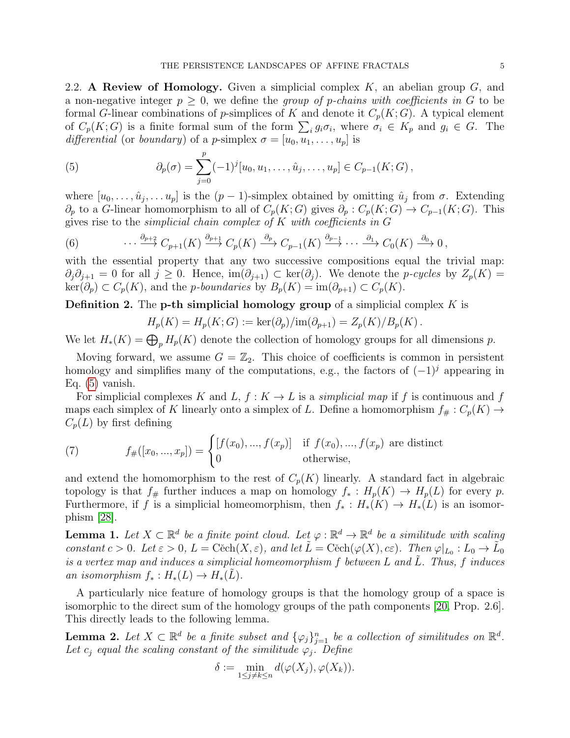### 2.2. A Review of Homology.

Given a simplicial complex $K$, an abelian group $G$, and a non-negative integer $p \geq 0$, we define the *group of $p$-chains with coefficients in $G$* to be formal $G$-linear combinations of $p$-simplices of $K$ and denote it $C_p(K;G)$. A typical element of $C_p(K;G)$ is a finite formal sum of the form $\sum_i g_i \sigma_i$, where $\sigma_i \in K_p$ and $g_i \in G$. The *differential* (or *boundary*) of a $p$-simplex $\sigma = [u_0, u_1, \ldots, u_p]$ is

$$\partial_p(\sigma) = \sum_{j=0}^{p} (-1)^j [u_0, u_1, \ldots, \hat{u}_j, \ldots, u_p] \in C_{p-1}(K;G)\,, \tag{5}$$

where $[u_0, \ldots, \hat{u}_j, \ldots u_p]$ is the $(p-1)$-simplex obtained by omitting $\hat{u}_j$ from $\sigma$. Extending $\partial_p$ to a $G$-linear homomorphism to all of $C_p(K;G)$ gives $\partial_p : C_p(K;G) \to C_{p-1}(K;G)$. This gives rise to the *simplicial chain complex of $K$ with coefficients in $G$*

$$\cdots \xrightarrow{\partial_{p+2}} C_{p+1}(K) \xrightarrow{\partial_{p+1}} C_p(K) \xrightarrow{\partial_p} C_{p-1}(K) \xrightarrow{\partial_{p-1}} \cdots \xrightarrow{\partial_1} C_0(K) \xrightarrow{\partial_0} 0\,, \tag{6}$$

with the essential property that any two successive compositions equal the trivial map: $\partial_j \partial_{j+1} = 0$ for all $j \geq 0$. Hence, $\mathrm{im}(\partial_{j+1}) \subset \ker(\partial_j)$. We denote the *$p$-cycles* by $Z_p(K) = \ker(\partial_p) \subset C_p(K)$, and the *$p$-boundaries* by $B_p(K) = \mathrm{im}(\partial_{p+1}) \subset C_p(K)$.

**Definition 2.** The **p-th simplicial homology group** of a simplicial complex $K$ is

$$H_p(K) = H_p(K;G) := \ker(\partial_p)/\mathrm{im}(\partial_{p+1}) = Z_p(K)/B_p(K)\,.$$

We let $H_*(K) = \bigoplus_p H_p(K)$ denote the collection of homology groups for all dimensions $p$.

Moving forward, we assume $G = \mathbb{Z}_2$. This choice of coefficients is common in persistent homology and simplifies many of the computations, e.g., the factors of $(-1)^j$ appearing in Eq. (5) vanish.

For simplicial complexes $K$ and $L$, $f : K \to L$ is a *simplicial map* if $f$ is continuous and $f$ maps each simplex of $K$ linearly onto a simplex of $L$. Define a homomorphism $f_\# : C_p(K) \to C_p(L)$ by first defining

$$f_\#([x_0, ..., x_p]) = \begin{cases} [f(x_0), ..., f(x_p)] & \text{if } f(x_0), ..., f(x_p) \text{ are distinct} \\ 0 & \text{otherwise,} \end{cases} \tag{7}$$

and extend the homomorphism to the rest of $C_p(K)$ linearly. A standard fact in algebraic topology is that $f_\#$ further induces a map on homology $f_* : H_p(K) \to H_p(L)$ for every $p$. Furthermore, if $f$ is a simplicial homeomorphism, then $f_* : H_*(K) \to H_*(L)$ is an isomorphism [28].

**Lemma 1.** *Let $X \subset \mathbb{R}^d$ be a finite point cloud. Let $\varphi : \mathbb{R}^d \to \mathbb{R}^d$ be a similitude with scaling constant $c > 0$. Let $\varepsilon > 0$, $L = \check{\mathrm{C}}\mathrm{ech}(X, \varepsilon)$, and let $\tilde{L} = \check{\mathrm{C}}\mathrm{ech}(\varphi(X), c\varepsilon)$. Then $\varphi|_{L_0} : L_0 \to \tilde{L}_0$ is a vertex map and induces a simplicial homeomorphism $f$ between $L$ and $\tilde{L}$. Thus, $f$ induces an isomorphism $f_* : H_*(L) \to H_*(\tilde{L})$.*

A particularly nice feature of homology groups is that the homology group of a space is isomorphic to the direct sum of the homology groups of the path components [20, Prop. 2.6]. This directly leads to the following lemma.

**Lemma 2.** *Let $X \subset \mathbb{R}^d$ be a finite subset and $\{\varphi_j\}_{j=1}^n$ be a collection of similitudes on $\mathbb{R}^d$. Let $c_j$ equal the scaling constant of the similitude $\varphi_j$. Define*

$$\delta := \min_{1 \leq j \neq k \leq n} d(\varphi(X_j), \varphi(X_k)).$$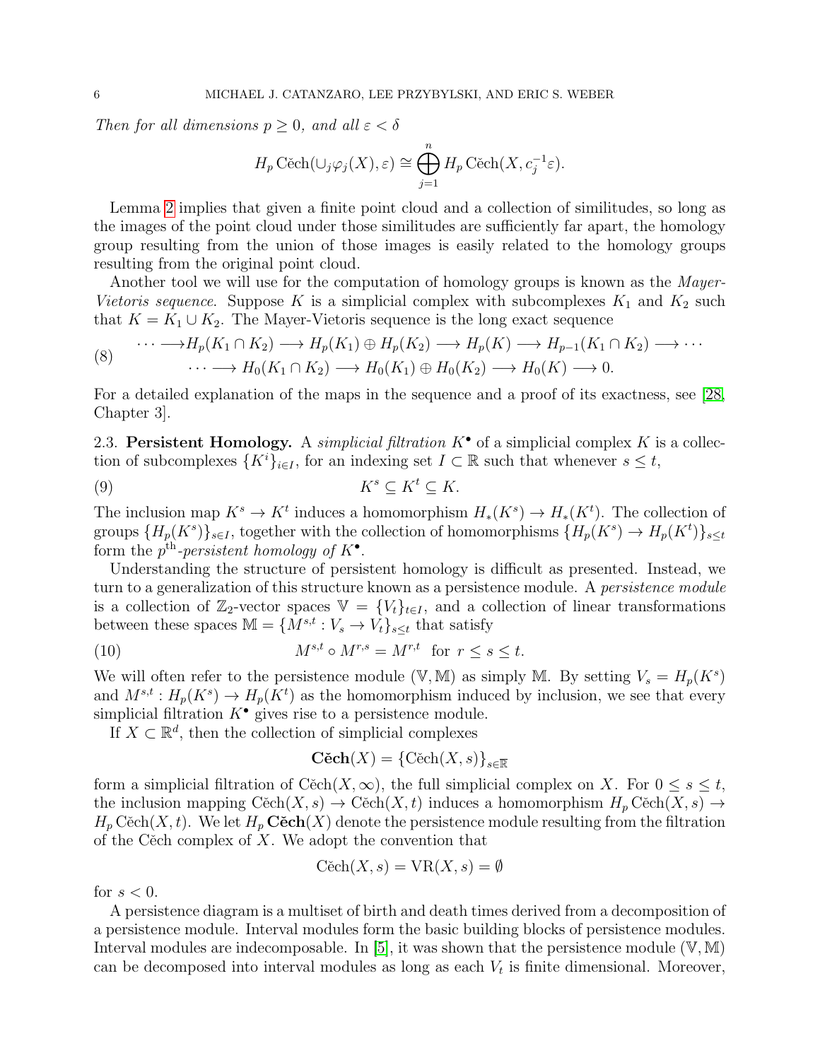*Then for all dimensions $p \geq 0$, and all $\varepsilon < \delta$*

$$H_p \operatorname{Čech}(\cup_j \varphi_j(X), \varepsilon) \cong \bigoplus_{j=1}^{n} H_p \operatorname{Čech}(X, c_j^{-1}\varepsilon).$$

Lemma 2 implies that given a finite point cloud and a collection of similitudes, so long as the images of the point cloud under those similitudes are sufficiently far apart, the homology group resulting from the union of those images is easily related to the homology groups resulting from the original point cloud.

Another tool we will use for the computation of homology groups is known as the *Mayer-Vietoris sequence*. Suppose $K$ is a simplicial complex with subcomplexes $K_1$ and $K_2$ such that $K = K_1 \cup K_2$. The Mayer-Vietoris sequence is the long exact sequence

$$\begin{aligned} \cdots \longrightarrow & H_p(K_1 \cap K_2) \longrightarrow H_p(K_1) \oplus H_p(K_2) \longrightarrow H_p(K) \longrightarrow H_{p-1}(K_1 \cap K_2) \longrightarrow \cdots \\ & \cdots \longrightarrow H_0(K_1 \cap K_2) \longrightarrow H_0(K_1) \oplus H_0(K_2) \longrightarrow H_0(K) \longrightarrow 0. \end{aligned} \tag{8}$$

For a detailed explanation of the maps in the sequence and a proof of its exactness, see [28, Chapter 3].

## 2.3. Persistent Homology.

A *simplicial filtration* $K^\bullet$ of a simplicial complex $K$ is a collection of subcomplexes $\{K^i\}_{i \in I}$, for an indexing set $I \subset \mathbb{R}$ such that whenever $s \leq t$,

$$K^s \subseteq K^t \subseteq K. \tag{9}$$

The inclusion map $K^s \to K^t$ induces a homomorphism $H_*(K^s) \to H_*(K^t)$. The collection of groups $\{H_p(K^s)\}_{s \in I}$, together with the collection of homomorphisms $\{H_p(K^s) \to H_p(K^t)\}_{s \leq t}$ form the $p^{\text{th}}$*-persistent homology of* $K^\bullet$.

Understanding the structure of persistent homology is difficult as presented. Instead, we turn to a generalization of this structure known as a persistence module. A *persistence module* is a collection of $\mathbb{Z}_2$-vector spaces $\mathbb{V} = \{V_t\}_{t \in I}$, and a collection of linear transformations between these spaces $\mathbb{M} = \{M^{s,t} : V_s \to V_t\}_{s \leq t}$ that satisfy

$$M^{s,t} \circ M^{r,s} = M^{r,t} \quad \text{for } r \leq s \leq t. \tag{10}$$

We will often refer to the persistence module $(\mathbb{V}, \mathbb{M})$ as simply $\mathbb{M}$. By setting $V_s = H_p(K^s)$ and $M^{s,t} : H_p(K^s) \to H_p(K^t)$ as the homomorphism induced by inclusion, we see that every simplicial filtration $K^\bullet$ gives rise to a persistence module.

If $X \subset \mathbb{R}^d$, then the collection of simplicial complexes

$$\mathbf{Čech}(X) = \{\operatorname{Čech}(X, s)\}_{s \in \mathbb{R}}$$

form a simplicial filtration of $\operatorname{Čech}(X, \infty)$, the full simplicial complex on $X$. For $0 \leq s \leq t$, the inclusion mapping $\operatorname{Čech}(X, s) \to \operatorname{Čech}(X, t)$ induces a homomorphism $H_p \operatorname{Čech}(X, s) \to H_p \operatorname{Čech}(X, t)$. We let $H_p \mathbf{Čech}(X)$ denote the persistence module resulting from the filtration of the Čech complex of $X$. We adopt the convention that

$$\operatorname{Čech}(X, s) = \operatorname{VR}(X, s) = \emptyset$$

for $s < 0$.

A persistence diagram is a multiset of birth and death times derived from a decomposition of a persistence module. Interval modules form the basic building blocks of persistence modules. Interval modules are indecomposable. In [5], it was shown that the persistence module $(\mathbb{V}, \mathbb{M})$ can be decomposed into interval modules as long as each $V_t$ is finite dimensional. Moreover,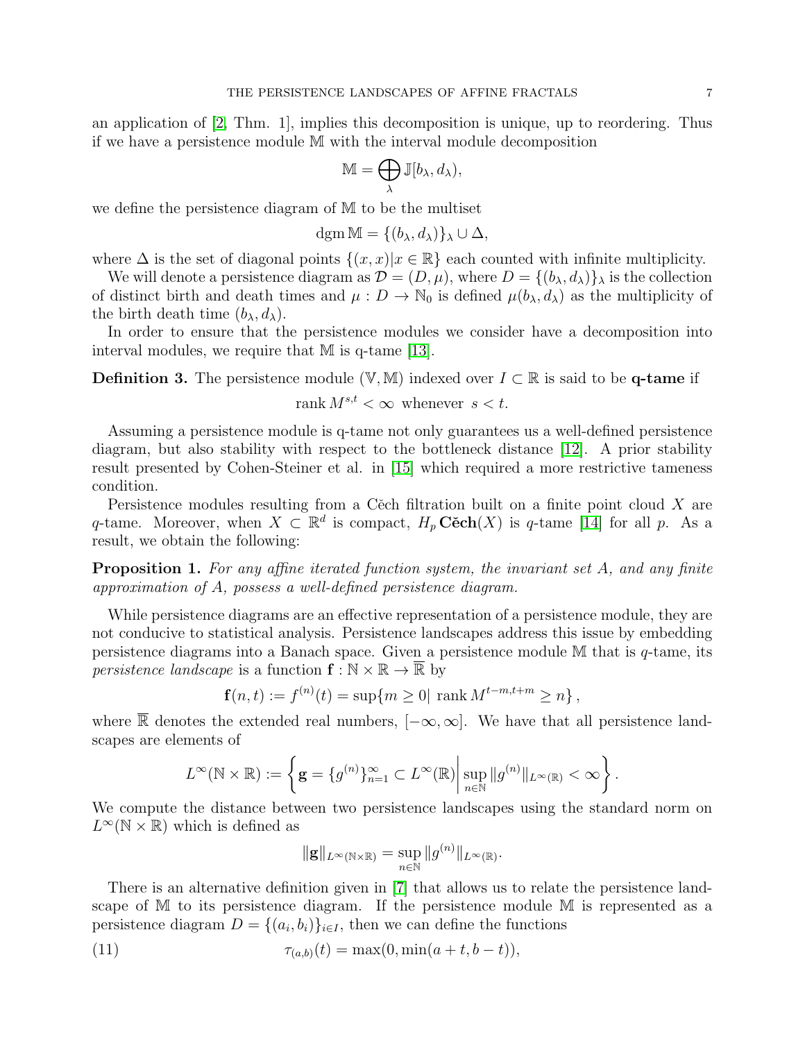an application of [2, Thm. 1], implies this decomposition is unique, up to reordering. Thus if we have a persistence module $\mathbb{M}$ with the interval module decomposition

$$\mathbb{M} = \bigoplus_{\lambda} \mathbb{J}[b_\lambda, d_\lambda),$$

we define the persistence diagram of $\mathbb{M}$ to be the multiset

$$\operatorname{dgm} \mathbb{M} = \{(b_\lambda, d_\lambda)\}_\lambda \cup \Delta,$$

where $\Delta$ is the set of diagonal points $\{(x,x) | x \in \mathbb{R}\}$ each counted with infinite multiplicity.

We will denote a persistence diagram as $\mathcal{D} = (D, \mu)$, where $D = \{(b_\lambda, d_\lambda)\}_\lambda$ is the collection of distinct birth and death times and $\mu : D \to \mathbb{N}_0$ is defined $\mu(b_\lambda, d_\lambda)$ as the multiplicity of the birth death time $(b_\lambda, d_\lambda)$.

In order to ensure that the persistence modules we consider have a decomposition into interval modules, we require that $\mathbb{M}$ is q-tame [13].

**Definition 3.** The persistence module $(\mathbb{V}, \mathbb{M})$ indexed over $I \subset \mathbb{R}$ is said to be **q-tame** if

$$\operatorname{rank} M^{s,t} < \infty \text{ whenever } s < t.$$

Assuming a persistence module is q-tame not only guarantees us a well-defined persistence diagram, but also stability with respect to the bottleneck distance [12]. A prior stability result presented by Cohen-Steiner et al. in [15] which required a more restrictive tameness condition.

Persistence modules resulting from a Čech filtration built on a finite point cloud $X$ are $q$-tame. Moreover, when $X \subset \mathbb{R}^d$ is compact, $H_p\, \mathbf{\check{C}ech}(X)$ is $q$-tame [14] for all $p$. As a result, we obtain the following:

**Proposition 1.** *For any affine iterated function system, the invariant set $A$, and any finite approximation of $A$, possess a well-defined persistence diagram.*

While persistence diagrams are an effective representation of a persistence module, they are not conducive to statistical analysis. Persistence landscapes address this issue by embedding persistence diagrams into a Banach space. Given a persistence module $\mathbb{M}$ that is $q$-tame, its *persistence landscape* is a function $\mathbf{f} : \mathbb{N} \times \mathbb{R} \to \overline{\mathbb{R}}$ by

$$\mathbf{f}(n,t) := f^{(n)}(t) = \sup\{m \geq 0 |\ \operatorname{rank} M^{t-m,t+m} \geq n\},$$

where $\overline{\mathbb{R}}$ denotes the extended real numbers, $[-\infty, \infty]$. We have that all persistence landscapes are elements of

$$L^\infty(\mathbb{N} \times \mathbb{R}) := \left\{ \mathbf{g} = \{g^{(n)}\}_{n=1}^\infty \subset L^\infty(\mathbb{R}) \,\middle|\, \sup_{n \in \mathbb{N}} \|g^{(n)}\|_{L^\infty(\mathbb{R})} < \infty \right\}.$$

We compute the distance between two persistence landscapes using the standard norm on $L^\infty(\mathbb{N} \times \mathbb{R})$ which is defined as

$$\|\mathbf{g}\|_{L^\infty(\mathbb{N}\times\mathbb{R})} = \sup_{n\in\mathbb{N}} \|g^{(n)}\|_{L^\infty(\mathbb{R})}.$$

There is an alternative definition given in [7] that allows us to relate the persistence landscape of $\mathbb{M}$ to its persistence diagram. If the persistence module $\mathbb{M}$ is represented as a persistence diagram $D = \{(a_i, b_i)\}_{i \in I}$, then we can define the functions

$$\tau_{(a,b)}(t) = \max(0, \min(a + t, b - t)), \tag{11}$$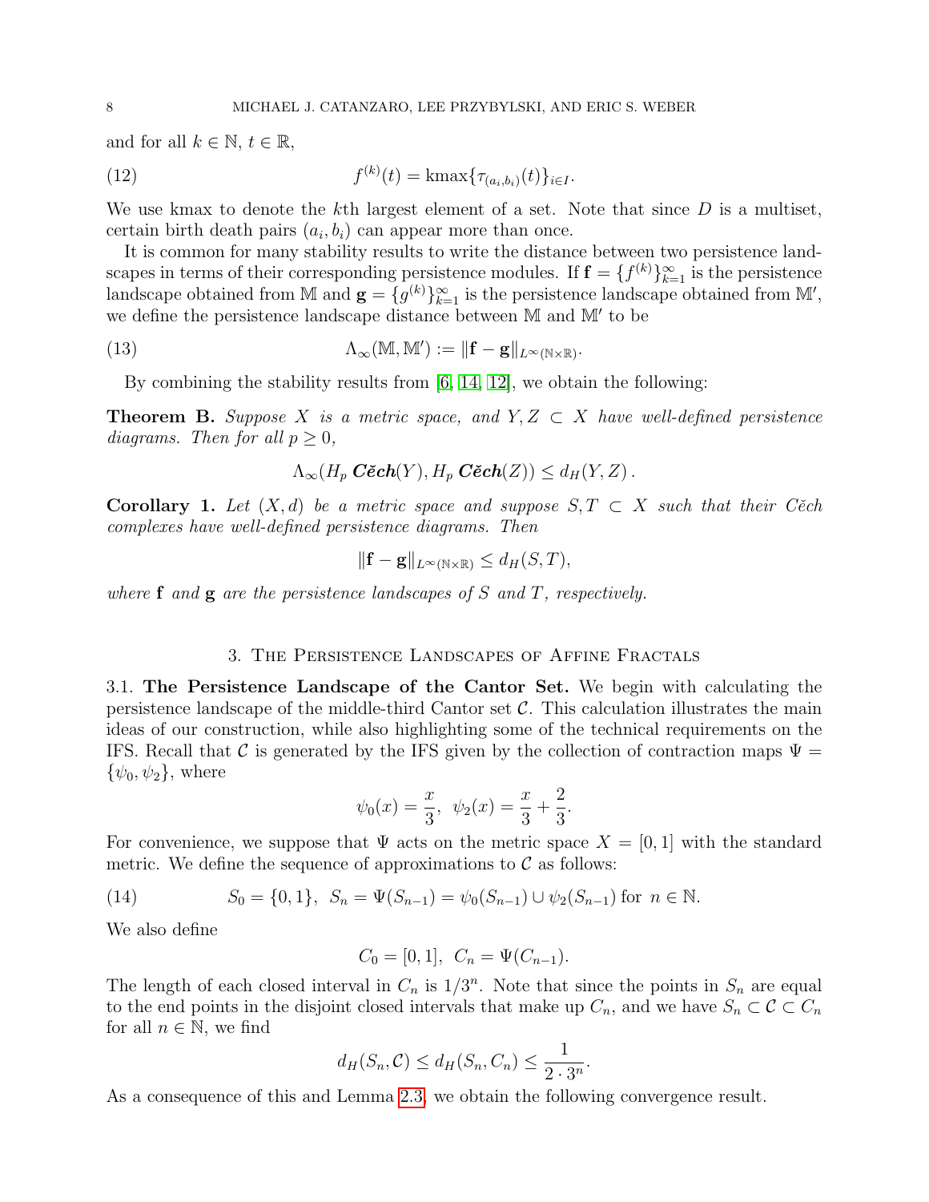and for all $k \in \mathbb{N}$, $t \in \mathbb{R}$,

$$f^{(k)}(t) = \text{kmax}\{\tau_{(a_i,b_i)}(t)\}_{i \in I}. \tag{12}$$

We use kmax to denote the $k$th largest element of a set. Note that since $D$ is a multiset, certain birth death pairs $(a_i, b_i)$ can appear more than once.

It is common for many stability results to write the distance between two persistence landscapes in terms of their corresponding persistence modules. If $\mathbf{f} = \{f^{(k)}\}_{k=1}^{\infty}$ is the persistence landscape obtained from $\mathbb{M}$ and $\mathbf{g} = \{g^{(k)}\}_{k=1}^{\infty}$ is the persistence landscape obtained from $\mathbb{M}'$, we define the persistence landscape distance between $\mathbb{M}$ and $\mathbb{M}'$ to be

$$\Lambda_\infty(\mathbb{M}, \mathbb{M}') := \|\mathbf{f} - \mathbf{g}\|_{L^\infty(\mathbb{N}\times\mathbb{R})}. \tag{13}$$

By combining the stability results from [6, 14, 12], we obtain the following:

**Theorem B.** *Suppose $X$ is a metric space, and $Y, Z \subset X$ have well-defined persistence diagrams. Then for all $p \geq 0$,*

$$\Lambda_\infty(H_p\, \boldsymbol{\check{C}ech}(Y), H_p\, \boldsymbol{\check{C}ech}(Z)) \leq d_H(Y, Z)\,.$$

**Corollary 1.** *Let $(X, d)$ be a metric space and suppose $S, T \subset X$ such that their Čech complexes have well-defined persistence diagrams. Then*

$$\|\mathbf{f} - \mathbf{g}\|_{L^\infty(\mathbb{N}\times\mathbb{R})} \leq d_H(S, T),$$

*where $\mathbf{f}$ and $\mathbf{g}$ are the persistence landscapes of $S$ and $T$, respectively.*

## 3. The Persistence Landscapes of Affine Fractals

**3.1. The Persistence Landscape of the Cantor Set.** We begin with calculating the persistence landscape of the middle-third Cantor set $\mathcal{C}$. This calculation illustrates the main ideas of our construction, while also highlighting some of the technical requirements on the IFS. Recall that $\mathcal{C}$ is generated by the IFS given by the collection of contraction maps $\Psi = \{\psi_0, \psi_2\}$, where

$$\psi_0(x) = \frac{x}{3}, \;\; \psi_2(x) = \frac{x}{3} + \frac{2}{3}.$$

For convenience, we suppose that $\Psi$ acts on the metric space $X = [0, 1]$ with the standard metric. We define the sequence of approximations to $\mathcal{C}$ as follows:

$$S_0 = \{0, 1\}, \;\; S_n = \Psi(S_{n-1}) = \psi_0(S_{n-1}) \cup \psi_2(S_{n-1}) \text{ for } n \in \mathbb{N}. \tag{14}$$

We also define

$$C_0 = [0, 1], \;\; C_n = \Psi(C_{n-1}).$$

The length of each closed interval in $C_n$ is $1/3^n$. Note that since the points in $S_n$ are equal to the end points in the disjoint closed intervals that make up $C_n$, and we have $S_n \subset \mathcal{C} \subset C_n$ for all $n \in \mathbb{N}$, we find

$$d_H(S_n, \mathcal{C}) \leq d_H(S_n, C_n) \leq \frac{1}{2 \cdot 3^n}.$$

As a consequence of this and Lemma 2.3, we obtain the following convergence result.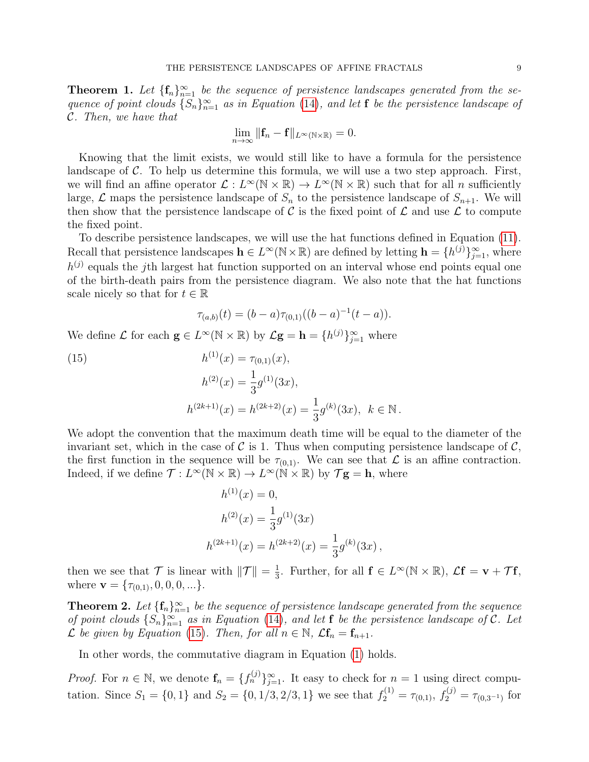**Theorem 1.** *Let $\{\mathbf{f}_n\}_{n=1}^{\infty}$ be the sequence of persistence landscapes generated from the sequence of point clouds $\{S_n\}_{n=1}^{\infty}$ as in Equation (14), and let $\mathbf{f}$ be the persistence landscape of $\mathcal{C}$. Then, we have that*

$$\lim_{n\to\infty} \|\mathbf{f}_n - \mathbf{f}\|_{L^\infty(\mathbb{N}\times\mathbb{R})} = 0.$$

Knowing that the limit exists, we would still like to have a formula for the persistence landscape of $\mathcal{C}$. To help us determine this formula, we will use a two step approach. First, we will find an affine operator $\mathcal{L} : L^\infty(\mathbb{N}\times\mathbb{R}) \to L^\infty(\mathbb{N}\times\mathbb{R})$ such that for all $n$ sufficiently large, $\mathcal{L}$ maps the persistence landscape of $S_n$ to the persistence landscape of $S_{n+1}$. We will then show that the persistence landscape of $\mathcal{C}$ is the fixed point of $\mathcal{L}$ and use $\mathcal{L}$ to compute the fixed point.

To describe persistence landscapes, we will use the hat functions defined in Equation (11). Recall that persistence landscapes $\mathbf{h} \in L^\infty(\mathbb{N}\times\mathbb{R})$ are defined by letting $\mathbf{h} = \{h^{(j)}\}_{j=1}^{\infty}$, where $h^{(j)}$ equals the $j$th largest hat function supported on an interval whose end points equal one of the birth-death pairs from the persistence diagram. We also note that the hat functions scale nicely so that for $t \in \mathbb{R}$

$$\tau_{(a,b)}(t) = (b-a)\tau_{(0,1)}((b-a)^{-1}(t-a)).$$

We define $\mathcal{L}$ for each $\mathbf{g} \in L^\infty(\mathbb{N}\times\mathbb{R})$ by $\mathcal{L}\mathbf{g} = \mathbf{h} = \{h^{(j)}\}_{j=1}^{\infty}$ where

$$\begin{aligned}
h^{(1)}(x) &= \tau_{(0,1)}(x), \\
h^{(2)}(x) &= \frac{1}{3} g^{(1)}(3x), \\
h^{(2k+1)}(x) = h^{(2k+2)}(x) &= \frac{1}{3} g^{(k)}(3x), \;\; k \in \mathbb{N}.
\end{aligned} \tag{15}$$

We adopt the convention that the maximum death time will be equal to the diameter of the invariant set, which in the case of $\mathcal{C}$ is 1. Thus when computing persistence landscape of $\mathcal{C}$, the first function in the sequence will be $\tau_{(0,1)}$. We can see that $\mathcal{L}$ is an affine contraction. Indeed, if we define $\mathcal{T} : L^\infty(\mathbb{N}\times\mathbb{R}) \to L^\infty(\mathbb{N}\times\mathbb{R})$ by $\mathcal{T}\mathbf{g} = \mathbf{h}$, where

$$\begin{aligned}
h^{(1)}(x) &= 0, \\
h^{(2)}(x) &= \frac{1}{3} g^{(1)}(3x) \\
h^{(2k+1)}(x) = h^{(2k+2)}(x) &= \frac{1}{3} g^{(k)}(3x)\,,
\end{aligned}$$

then we see that $\mathcal{T}$ is linear with $\|\mathcal{T}\| = \frac{1}{3}$. Further, for all $\mathbf{f} \in L^\infty(\mathbb{N}\times\mathbb{R})$, $\mathcal{L}\mathbf{f} = \mathbf{v} + \mathcal{T}\mathbf{f}$, where $\mathbf{v} = \{\tau_{(0,1)}, 0, 0, 0, ...\}$.

**Theorem 2.** *Let $\{\mathbf{f}_n\}_{n=1}^{\infty}$ be the sequence of persistence landscape generated from the sequence of point clouds $\{S_n\}_{n=1}^{\infty}$ as in Equation (14), and let $\mathbf{f}$ be the persistence landscape of $\mathcal{C}$. Let $\mathcal{L}$ be given by Equation (15). Then, for all $n \in \mathbb{N}$, $\mathcal{L}\mathbf{f}_n = \mathbf{f}_{n+1}$.*

In other words, the commutative diagram in Equation (1) holds.

*Proof.* For $n \in \mathbb{N}$, we denote $\mathbf{f}_n = \{f_n^{(j)}\}_{j=1}^{\infty}$. It easy to check for $n = 1$ using direct computation. Since $S_1 = \{0, 1\}$ and $S_2 = \{0, 1/3, 2/3, 1\}$ we see that $f_2^{(1)} = \tau_{(0,1)}$, $f_2^{(j)} = \tau_{(0,3^{-1})}$ for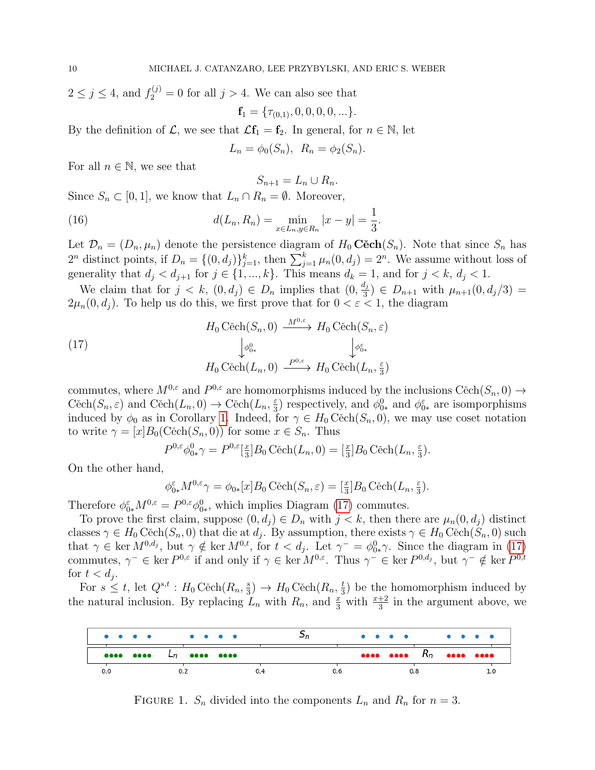$2 \leq j \leq 4$, and $f_2^{(j)} = 0$ for all $j > 4$. We can also see that

$$\mathbf{f}_1 = \{\tau_{(0,1)}, 0, 0, 0, 0, ...\}.$$

By the definition of $\mathcal{L}$, we see that $\mathcal{L}\mathbf{f}_1 = \mathbf{f}_2$. In general, for $n \in \mathbb{N}$, let

$$L_n = \phi_0(S_n), \;\; R_n = \phi_2(S_n).$$

For all $n \in \mathbb{N}$, we see that

$$S_{n+1} = L_n \cup R_n.$$

Since $S_n \subset [0,1]$, we know that $L_n \cap R_n = \emptyset$. Moreover,

$$d(L_n, R_n) = \min_{x \in L_n, y \in R_n} |x - y| = \frac{1}{3}. \tag{16}$$

Let $\mathcal{D}_n = (D_n, \mu_n)$ denote the persistence diagram of $H_0\,\textbf{Čech}(S_n)$. Note that since $S_n$ has $2^n$ distinct points, if $D_n = \{(0, d_j)\}_{j=1}^k$, then $\sum_{j=1}^k \mu_n(0, d_j) = 2^n$. We assume without loss of generality that $d_j < d_{j+1}$ for $j \in \{1, ..., k\}$. This means $d_k = 1$, and for $j < k$, $d_j < 1$.

We claim that for $j < k$, $(0, d_j) \in D_n$ implies that $(0, \frac{d_j}{3}) \in D_{n+1}$ with $\mu_{n+1}(0, d_j/3) = 2\mu_n(0, d_j)$. To help us do this, we first prove that for $0 < \varepsilon < 1$, the diagram

$$\begin{array}{ccc} H_0\,\text{Čech}(S_n, 0) & \xrightarrow{M^{0,\varepsilon}} & H_0\,\text{Čech}(S_n, \varepsilon) \\ \downarrow{\scriptstyle \phi_{0*}^0} & & \downarrow{\scriptstyle \phi_{0*}^\varepsilon} \\ H_0\,\text{Čech}(L_n, 0) & \xrightarrow{P^{0,\varepsilon}} & H_0\,\text{Čech}(L_n, \frac{\varepsilon}{3}) \end{array} \tag{17}$$

commutes, where $M^{0,\varepsilon}$ and $P^{0,\varepsilon}$ are homomorphisms induced by the inclusions $\text{Čech}(S_n, 0) \to \text{Čech}(S_n, \varepsilon)$ and $\text{Čech}(L_n, 0) \to \text{Čech}(L_n, \frac{\varepsilon}{3})$ respectively, and $\phi_{0*}^0$ and $\phi_{0*}^\varepsilon$ are isomporphisms induced by $\phi_0$ as in Corollary 1. Indeed, for $\gamma \in H_0\,\text{Čech}(S_n, 0)$, we may use coset notation to write $\gamma = [x]B_0(\text{Čech}(S_n, 0))$ for some $x \in S_n$. Thus

$$P^{0,\varepsilon}\phi_{0*}^0\gamma = P^{0,\varepsilon}[\tfrac{x}{3}]B_0\,\text{Čech}(L_n, 0) = [\tfrac{x}{3}]B_0\,\text{Čech}(L_n, \tfrac{\varepsilon}{3}).$$

On the other hand,

$$\phi_{0*}^\varepsilon M^{0,\varepsilon}\gamma = \phi_{0*}[x]B_0\,\text{Čech}(S_n, \varepsilon) = [\tfrac{x}{3}]B_0\,\text{Čech}(L_n, \tfrac{\varepsilon}{3}).$$

Therefore $\phi_{0*}^\varepsilon M^{0,\varepsilon} = P^{0,\varepsilon}\phi_{0*}^0$, which implies Diagram (17) commutes.

To prove the first claim, suppose $(0, d_j) \in D_n$ with $j < k$, then there are $\mu_n(0, d_j)$ distinct classes $\gamma \in H_0\,\text{Čech}(S_n, 0)$ that die at $d_j$. By assumption, there exists $\gamma \in H_0\,\text{Čech}(S_n, 0)$ such that $\gamma \in \ker M^{0,d_j}$, but $\gamma \notin \ker M^{0,t}$, for $t < d_j$. Let $\gamma^- = \phi_{0*}^0\gamma$. Since the diagram in (17) commutes, $\gamma^- \in \ker P^{0,\varepsilon}$ if and only if $\gamma \in \ker M^{0,\varepsilon}$. Thus $\gamma^- \in \ker P^{0,d_j}$, but $\gamma^- \notin \ker P^{0,t}$ for $t < d_j$.

For $s \leq t$, let $Q^{s,t} : H_0\,\text{Čech}(R_n, \frac{s}{3}) \to H_0\,\text{Čech}(R_n, \frac{t}{3})$ be the homomorphism induced by the natural inclusion. By replacing $L_n$ with $R_n$, and $\frac{x}{3}$ with $\frac{x+2}{3}$ in the argument above, we

Figure 1. $S_n$ divided into the components $L_n$ and $R_n$ for $n = 3$.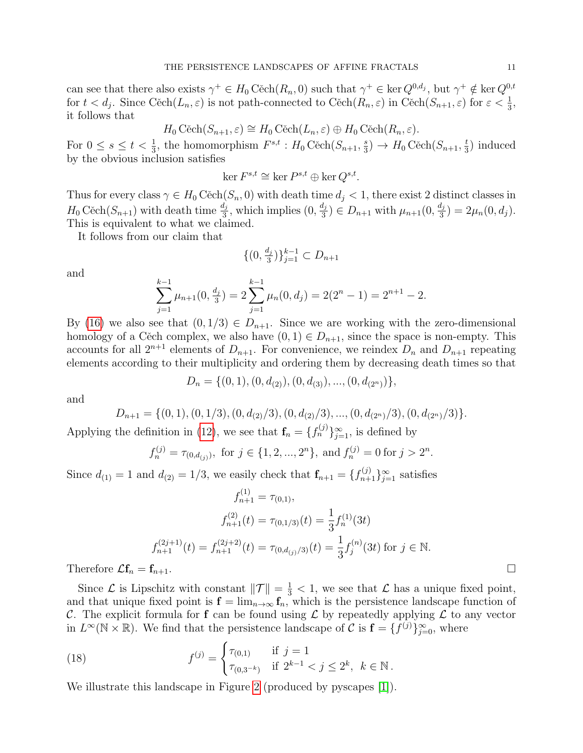can see that there also exists $\gamma^+ \in H_0\,\check{\text{C}}\text{ech}(R_n, 0)$ such that $\gamma^+ \in \ker Q^{0,d_j}$, but $\gamma^+ \notin \ker Q^{0,t}$ for $t < d_j$. Since $\check{\text{C}}\text{ech}(L_n, \varepsilon)$ is not path-connected to $\check{\text{C}}\text{ech}(R_n, \varepsilon)$ in $\check{\text{C}}\text{ech}(S_{n+1}, \varepsilon)$ for $\varepsilon < \frac{1}{3}$, it follows that

$$H_0\,\check{\text{C}}\text{ech}(S_{n+1}, \varepsilon) \cong H_0\,\check{\text{C}}\text{ech}(L_n, \varepsilon) \oplus H_0\,\check{\text{C}}\text{ech}(R_n, \varepsilon).$$

For $0 \le s \le t < \frac{1}{3}$, the homomorphism $F^{s,t} : H_0\,\check{\text{C}}\text{ech}(S_{n+1}, \frac{s}{3}) \to H_0\,\check{\text{C}}\text{ech}(S_{n+1}, \frac{t}{3})$ induced by the obvious inclusion satisfies

$$\ker F^{s,t} \cong \ker P^{s,t} \oplus \ker Q^{s,t}.$$

Thus for every class $\gamma \in H_0\,\check{\text{C}}\text{ech}(S_n, 0)$ with death time $d_j < 1$, there exist 2 distinct classes in $H_0\,\check{\text{C}}\text{ech}(S_{n+1})$ with death time $\frac{d_j}{3}$, which implies $(0, \frac{d_j}{3}) \in D_{n+1}$ with $\mu_{n+1}(0, \frac{d_j}{3}) = 2\mu_n(0, d_j)$. This is equivalent to what we claimed.

It follows from our claim that

$$\{(0, \tfrac{d_j}{3})\}_{j=1}^{k-1} \subset D_{n+1}$$

and

$$\sum_{j=1}^{k-1} \mu_{n+1}(0, \tfrac{d_j}{3}) = 2\sum_{j=1}^{k-1} \mu_n(0, d_j) = 2(2^n - 1) = 2^{n+1} - 2.$$

By (16) we also see that $(0, 1/3) \in D_{n+1}$. Since we are working with the zero-dimensional homology of a Čech complex, we also have $(0, 1) \in D_{n+1}$, since the space is non-empty. This accounts for all $2^{n+1}$ elements of $D_{n+1}$. For convenience, we reindex $D_n$ and $D_{n+1}$ repeating elements according to their multiplicity and ordering them by decreasing death times so that

$$D_n = \{(0, 1), (0, d_{(2)}), (0, d_{(3)}), ..., (0, d_{(2^n)})\},$$

and

$$D_{n+1} = \{(0, 1), (0, 1/3), (0, d_{(2)}/3), (0, d_{(2)}/3), ..., (0, d_{(2^n)}/3), (0, d_{(2^n)}/3)\}.$$

Applying the definition in (12), we see that $\mathbf{f}_n = \{f_n^{(j)}\}_{j=1}^{\infty}$, is defined by

$$f_n^{(j)} = \tau_{(0, d_{(j)})}, \text{ for } j \in \{1, 2, ..., 2^n\}, \text{ and } f_n^{(j)} = 0 \text{ for } j > 2^n.$$

Since $d_{(1)} = 1$ and $d_{(2)} = 1/3$, we easily check that $\mathbf{f}_{n+1} = \{f_{n+1}^{(j)}\}_{j=1}^{\infty}$ satisfies

$$f_{n+1}^{(1)} = \tau_{(0,1)},$$
$$f_{n+1}^{(2)}(t) = \tau_{(0,1/3)}(t) = \frac{1}{3} f_n^{(1)}(3t)$$
$$f_{n+1}^{(2j+1)}(t) = f_{n+1}^{(2j+2)}(t) = \tau_{(0, d_{(j)}/3)}(t) = \frac{1}{3} f_j^{(n)}(3t) \text{ for } j \in \mathbb{N}.$$

Therefore $\mathcal{L}\mathbf{f}_n = \mathbf{f}_{n+1}$. □

Since $\mathcal{L}$ is Lipschitz with constant $\|\mathcal{T}\| = \frac{1}{3} < 1$, we see that $\mathcal{L}$ has a unique fixed point, and that unique fixed point is $\mathbf{f} = \lim_{n\to\infty} \mathbf{f}_n$, which is the persistence landscape function of $\mathcal{C}$. The explicit formula for $\mathbf{f}$ can be found using $\mathcal{L}$ by repeatedly applying $\mathcal{L}$ to any vector in $L^\infty(\mathbb{N} \times \mathbb{R})$. We find that the persistence landscape of $\mathcal{C}$ is $\mathbf{f} = \{f^{(j)}\}_{j=0}^{\infty}$, where

$$f^{(j)} = \begin{cases} \tau_{(0,1)} & \text{if } j = 1 \\ \tau_{(0,3^{-k})} & \text{if } 2^{k-1} < j \le 2^k, \ k \in \mathbb{N}\,. \end{cases} \tag{18}$$

We illustrate this landscape in Figure 2 (produced by pyscapes [1]).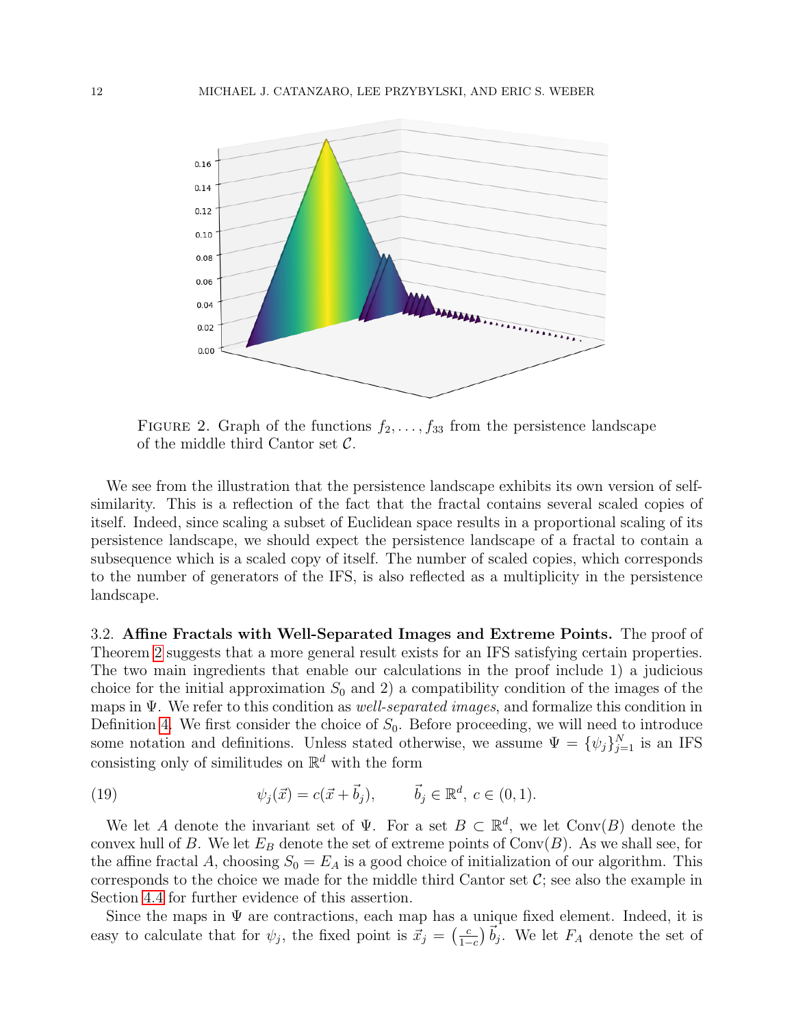FIGURE 2. Graph of the functions $f_2, \ldots, f_{33}$ from the persistence landscape of the middle third Cantor set $\mathcal{C}$.

We see from the illustration that the persistence landscape exhibits its own version of self-similarity. This is a reflection of the fact that the fractal contains several scaled copies of itself. Indeed, since scaling a subset of Euclidean space results in a proportional scaling of its persistence landscape, we should expect the persistence landscape of a fractal to contain a subsequence which is a scaled copy of itself. The number of scaled copies, which corresponds to the number of generators of the IFS, is also reflected as a multiplicity in the persistence landscape.

### 3.2. Affine Fractals with Well-Separated Images and Extreme Points.

The proof of Theorem 2 suggests that a more general result exists for an IFS satisfying certain properties. The two main ingredients that enable our calculations in the proof include 1) a judicious choice for the initial approximation $S_0$ and 2) a compatibility condition of the images of the maps in $\Psi$. We refer to this condition as *well-separated images*, and formalize this condition in Definition 4. We first consider the choice of $S_0$. Before proceeding, we will need to introduce some notation and definitions. Unless stated otherwise, we assume $\Psi = \{\psi_j\}_{j=1}^N$ is an IFS consisting only of similitudes on $\mathbb{R}^d$ with the form

$$\psi_j(\vec{x}) = c(\vec{x} + \vec{b}_j), \qquad \vec{b}_j \in \mathbb{R}^d,\ c \in (0,1). \tag{19}$$

We let $A$ denote the invariant set of $\Psi$. For a set $B \subset \mathbb{R}^d$, we let $\mathrm{Conv}(B)$ denote the convex hull of $B$. We let $E_B$ denote the set of extreme points of $\mathrm{Conv}(B)$. As we shall see, for the affine fractal $A$, choosing $S_0 = E_A$ is a good choice of initialization of our algorithm. This corresponds to the choice we made for the middle third Cantor set $\mathcal{C}$; see also the example in Section 4.4 for further evidence of this assertion.

Since the maps in $\Psi$ are contractions, each map has a unique fixed element. Indeed, it is easy to calculate that for $\psi_j$, the fixed point is $\vec{x}_j = \left(\frac{c}{1-c}\right)\vec{b}_j$. We let $F_A$ denote the set of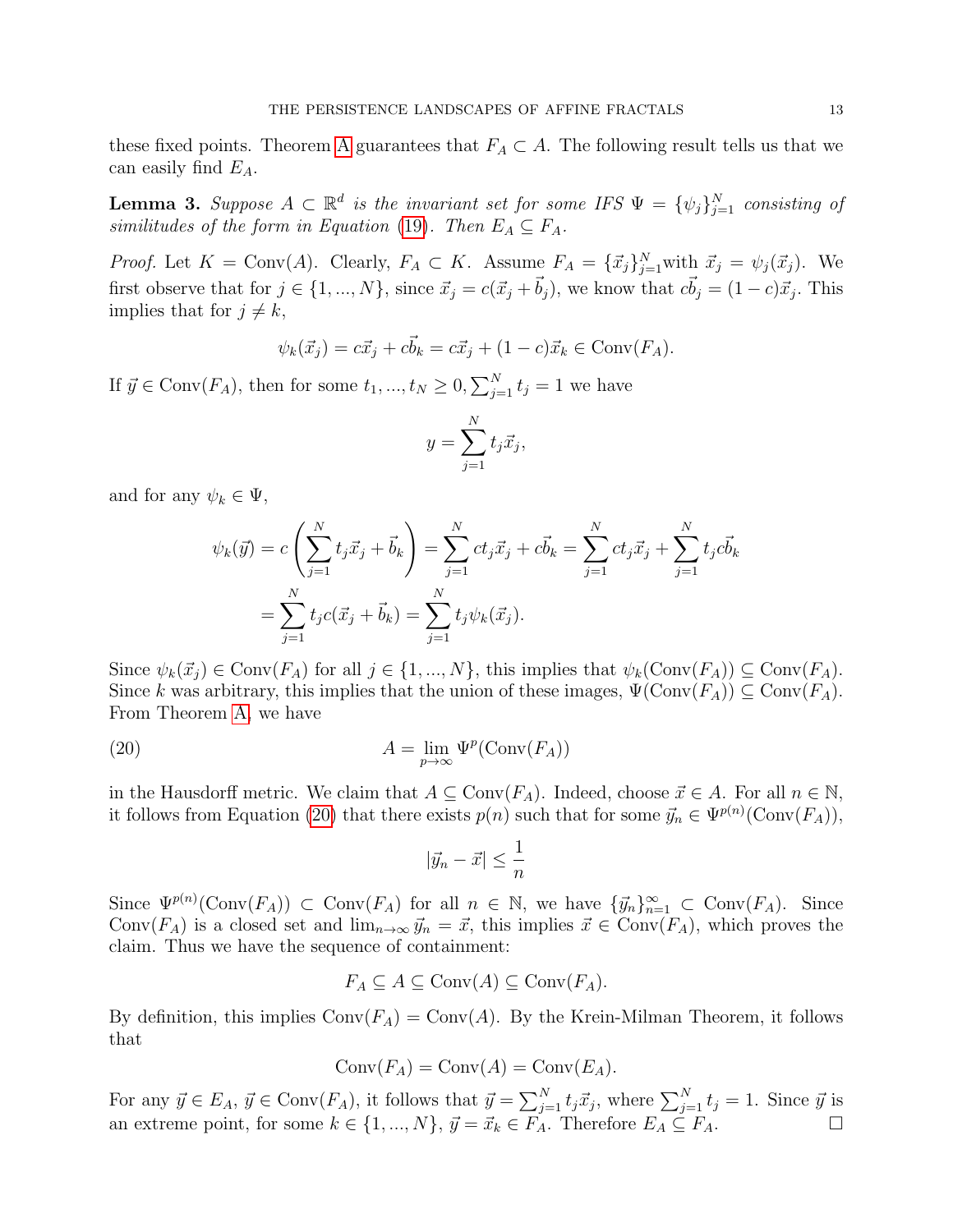these fixed points. Theorem A guarantees that $F_A \subset A$. The following result tells us that we can easily find $E_A$.

**Lemma 3.** *Suppose $A \subset \mathbb{R}^d$ is the invariant set for some IFS $\Psi = \{\psi_j\}_{j=1}^N$ consisting of similitudes of the form in Equation (19). Then $E_A \subseteq F_A$.*

*Proof.* Let $K = \text{Conv}(A)$. Clearly, $F_A \subset K$. Assume $F_A = \{\vec{x}_j\}_{j=1}^N$with $\vec{x}_j = \psi_j(\vec{x}_j)$. We first observe that for $j \in \{1, ..., N\}$, since $\vec{x}_j = c(\vec{x}_j + \vec{b}_j)$, we know that $c\vec{b}_j = (1-c)\vec{x}_j$. This implies that for $j \neq k$,

$$\psi_k(\vec{x}_j) = c\vec{x}_j + c\vec{b}_k = c\vec{x}_j + (1-c)\vec{x}_k \in \text{Conv}(F_A).$$

If $\vec{y} \in \text{Conv}(F_A)$, then for some $t_1, ..., t_N \geq 0, \sum_{j=1}^N t_j = 1$ we have

$$y = \sum_{j=1}^N t_j \vec{x}_j,$$

and for any $\psi_k \in \Psi$,

$$\begin{aligned}\psi_k(\vec{y}) &= c\left(\sum_{j=1}^N t_j \vec{x}_j + \vec{b}_k\right) = \sum_{j=1}^N c t_j \vec{x}_j + c\vec{b}_k = \sum_{j=1}^N c t_j \vec{x}_j + \sum_{j=1}^N t_j c\vec{b}_k \\ &= \sum_{j=1}^N t_j c(\vec{x}_j + \vec{b}_k) = \sum_{j=1}^N t_j \psi_k(\vec{x}_j).\end{aligned}$$

Since $\psi_k(\vec{x}_j) \in \text{Conv}(F_A)$ for all $j \in \{1, ..., N\}$, this implies that $\psi_k(\text{Conv}(F_A)) \subseteq \text{Conv}(F_A)$. Since $k$ was arbitrary, this implies that the union of these images, $\Psi(\text{Conv}(F_A)) \subseteq \text{Conv}(F_A)$. From Theorem A, we have

$$A = \lim_{p\to\infty} \Psi^p(\text{Conv}(F_A)) \tag{20}$$

in the Hausdorff metric. We claim that $A \subseteq \text{Conv}(F_A)$. Indeed, choose $\vec{x} \in A$. For all $n \in \mathbb{N}$, it follows from Equation (20) that there exists $p(n)$ such that for some $\vec{y}_n \in \Psi^{p(n)}(\text{Conv}(F_A))$,

$$|\vec{y}_n - \vec{x}| \leq \frac{1}{n}$$

Since $\Psi^{p(n)}(\text{Conv}(F_A)) \subset \text{Conv}(F_A)$ for all $n \in \mathbb{N}$, we have $\{\vec{y}_n\}_{n=1}^\infty \subset \text{Conv}(F_A)$. Since $\text{Conv}(F_A)$ is a closed set and $\lim_{n\to\infty} \vec{y}_n = \vec{x}$, this implies $\vec{x} \in \text{Conv}(F_A)$, which proves the claim. Thus we have the sequence of containment:

$$F_A \subseteq A \subseteq \text{Conv}(A) \subseteq \text{Conv}(F_A).$$

By definition, this implies $\text{Conv}(F_A) = \text{Conv}(A)$. By the Krein-Milman Theorem, it follows that

$$\text{Conv}(F_A) = \text{Conv}(A) = \text{Conv}(E_A).$$

For any $\vec{y} \in E_A$, $\vec{y} \in \text{Conv}(F_A)$, it follows that $\vec{y} = \sum_{j=1}^N t_j \vec{x}_j$, where $\sum_{j=1}^N t_j = 1$. Since $\vec{y}$ is an extreme point, for some $k \in \{1, ..., N\}$, $\vec{y} = \vec{x}_k \in F_A$. Therefore $E_A \subseteq F_A$. □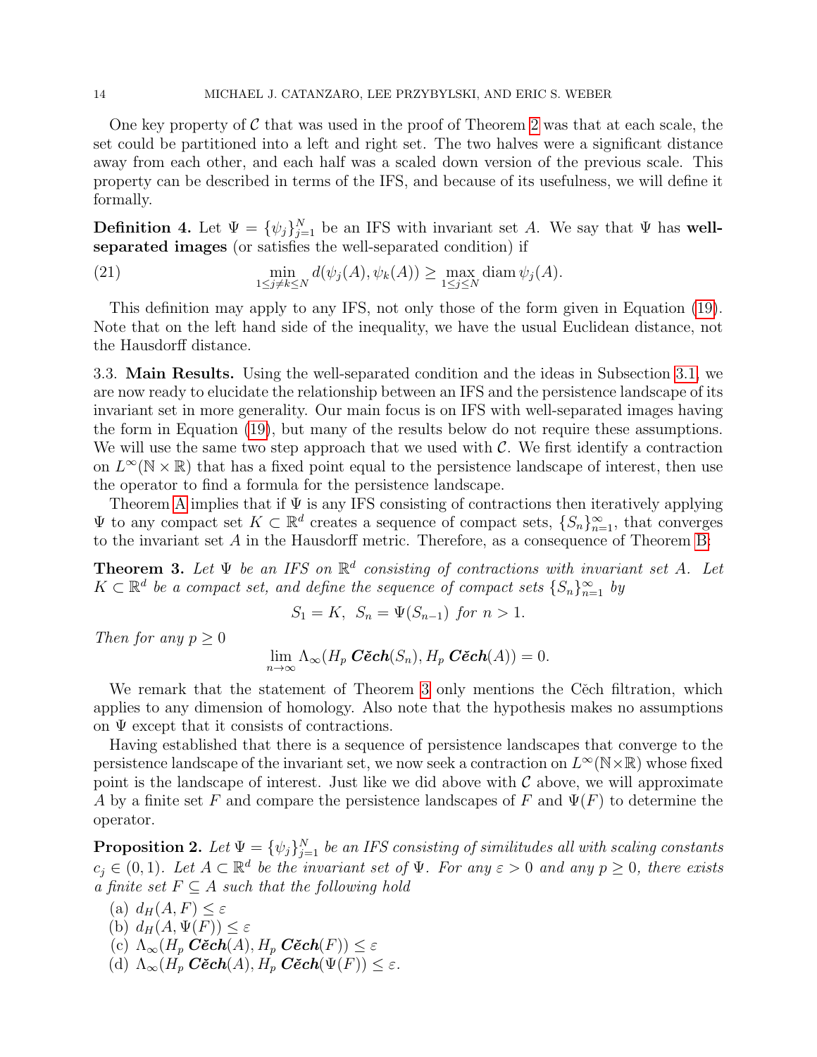One key property of $\mathcal{C}$ that was used in the proof of Theorem 2 was that at each scale, the set could be partitioned into a left and right set. The two halves were a significant distance away from each other, and each half was a scaled down version of the previous scale. This property can be described in terms of the IFS, and because of its usefulness, we will define it formally.

**Definition 4.** Let $\Psi = \{\psi_j\}_{j=1}^N$ be an IFS with invariant set $A$. We say that $\Psi$ has **well-separated images** (or satisfies the well-separated condition) if

$$\min_{1 \leq j \neq k \leq N} d(\psi_j(A), \psi_k(A)) \geq \max_{1 \leq j \leq N} \operatorname{diam} \psi_j(A). \tag{21}$$

This definition may apply to any IFS, not only those of the form given in Equation (19). Note that on the left hand side of the inequality, we have the usual Euclidean distance, not the Hausdorff distance.

3.3. **Main Results.** Using the well-separated condition and the ideas in Subsection 3.1, we are now ready to elucidate the relationship between an IFS and the persistence landscape of its invariant set in more generality. Our main focus is on IFS with well-separated images having the form in Equation (19), but many of the results below do not require these assumptions. We will use the same two step approach that we used with $\mathcal{C}$. We first identify a contraction on $L^\infty(\mathbb{N} \times \mathbb{R})$ that has a fixed point equal to the persistence landscape of interest, then use the operator to find a formula for the persistence landscape.

Theorem A implies that if $\Psi$ is any IFS consisting of contractions then iteratively applying $\Psi$ to any compact set $K \subset \mathbb{R}^d$ creates a sequence of compact sets, $\{S_n\}_{n=1}^\infty$, that converges to the invariant set $A$ in the Hausdorff metric. Therefore, as a consequence of Theorem B:

**Theorem 3.** *Let $\Psi$ be an IFS on $\mathbb{R}^d$ consisting of contractions with invariant set $A$. Let $K \subset \mathbb{R}^d$ be a compact set, and define the sequence of compact sets $\{S_n\}_{n=1}^\infty$ by*

$$S_1 = K, \;\; S_n = \Psi(S_{n-1}) \text{ for } n > 1.$$

*Then for any $p \geq 0$*

$$\lim_{n \to \infty} \Lambda_\infty(H_p \,\textbf{\textit{Cěch}}(S_n), H_p \,\textbf{\textit{Cěch}}(A)) = 0.$$

We remark that the statement of Theorem 3 only mentions the Cěch filtration, which applies to any dimension of homology. Also note that the hypothesis makes no assumptions on $\Psi$ except that it consists of contractions.

Having established that there is a sequence of persistence landscapes that converge to the persistence landscape of the invariant set, we now seek a contraction on $L^\infty(\mathbb{N}\times\mathbb{R})$ whose fixed point is the landscape of interest. Just like we did above with $\mathcal{C}$ above, we will approximate $A$ by a finite set $F$ and compare the persistence landscapes of $F$ and $\Psi(F)$ to determine the operator.

**Proposition 2.** *Let $\Psi = \{\psi_j\}_{j=1}^N$ be an IFS consisting of similitudes all with scaling constants $c_j \in (0, 1)$. Let $A \subset \mathbb{R}^d$ be the invariant set of $\Psi$. For any $\varepsilon > 0$ and any $p \geq 0$, there exists a finite set $F \subseteq A$ such that the following hold*

(a) $d_H(A, F) \leq \varepsilon$
(b) $d_H(A, \Psi(F)) \leq \varepsilon$
(c) $\Lambda_\infty(H_p \,\textbf{\textit{Cěch}}(A), H_p \,\textbf{\textit{Cěch}}(F)) \leq \varepsilon$
(d) $\Lambda_\infty(H_p \,\textbf{\textit{Cěch}}(A), H_p \,\textbf{\textit{Cěch}}(\Psi(F)) \leq \varepsilon$.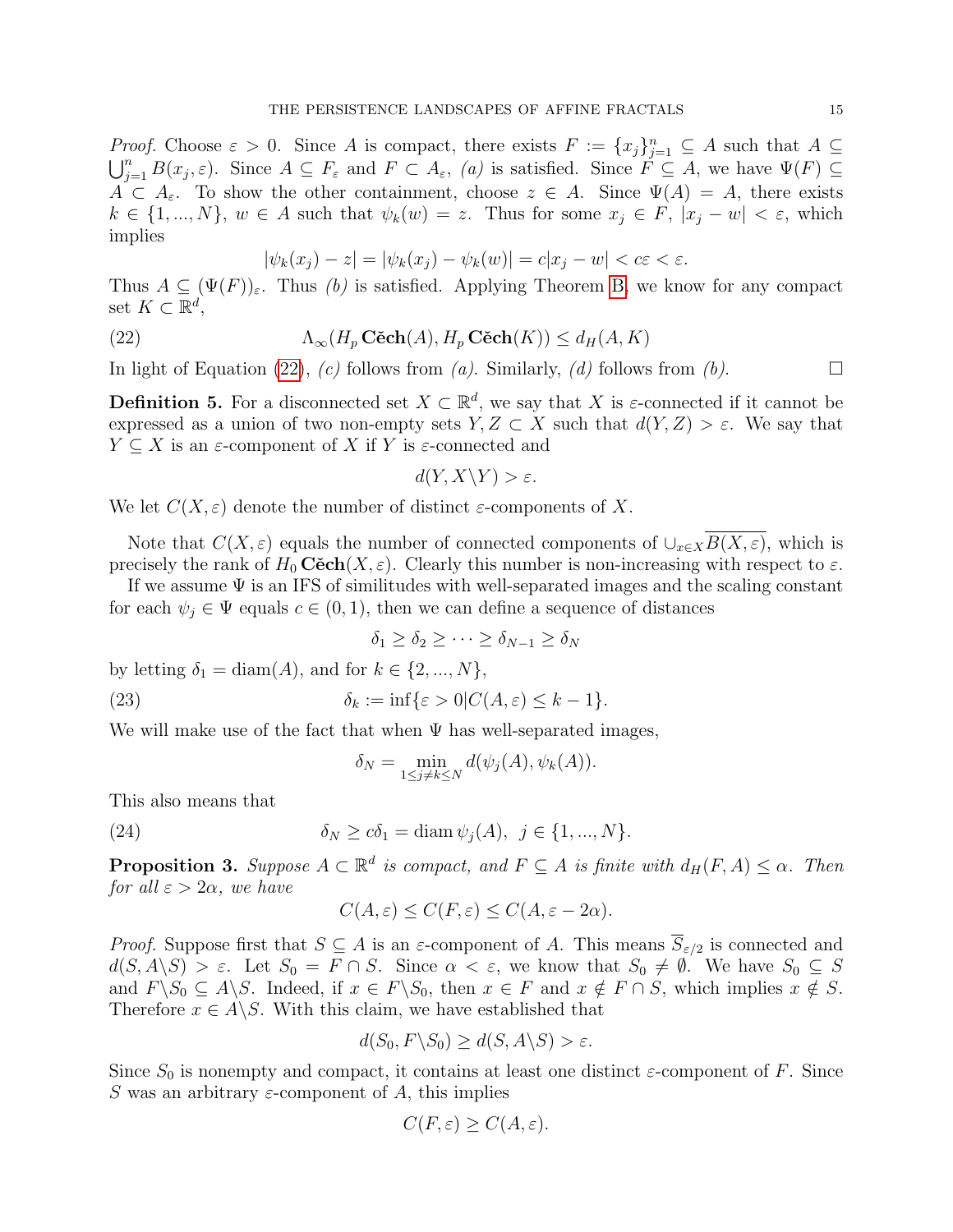*Proof.* Choose $\varepsilon > 0$. Since $A$ is compact, there exists $F := \{x_j\}_{j=1}^n \subseteq A$ such that $A \subseteq \bigcup_{j=1}^n B(x_j, \varepsilon)$. Since $A \subseteq F_\varepsilon$ and $F \subset A_\varepsilon$, *(a)* is satisfied. Since $F \subseteq A$, we have $\Psi(F) \subseteq A \subset A_\varepsilon$. To show the other containment, choose $z \in A$. Since $\Psi(A) = A$, there exists $k \in \{1, ..., N\}$, $w \in A$ such that $\psi_k(w) = z$. Thus for some $x_j \in F$, $|x_j - w| < \varepsilon$, which implies

$$|\psi_k(x_j) - z| = |\psi_k(x_j) - \psi_k(w)| = c|x_j - w| < c\varepsilon < \varepsilon.$$

Thus $A \subseteq (\Psi(F))_\varepsilon$. Thus *(b)* is satisfied. Applying Theorem B, we know for any compact set $K \subset \mathbb{R}^d$,

$$\Lambda_\infty(H_p\,\mathbf{\check{C}ech}(A), H_p\,\mathbf{\check{C}ech}(K)) \leq d_H(A, K) \tag{22}$$

In light of Equation (22), *(c)* follows from *(a)*. Similarly, *(d)* follows from *(b)*. $\square$

**Definition 5.** For a disconnected set $X \subset \mathbb{R}^d$, we say that $X$ is $\varepsilon$-connected if it cannot be expressed as a union of two non-empty sets $Y, Z \subset X$ such that $d(Y, Z) > \varepsilon$. We say that $Y \subseteq X$ is an $\varepsilon$-component of $X$ if $Y$ is $\varepsilon$-connected and

$$d(Y, X \backslash Y) > \varepsilon.$$

We let $C(X, \varepsilon)$ denote the number of distinct $\varepsilon$-components of $X$.

Note that $C(X, \varepsilon)$ equals the number of connected components of $\cup_{x \in X} \overline{B(X, \varepsilon)}$, which is precisely the rank of $H_0\,\mathbf{\check{C}ech}(X, \varepsilon)$. Clearly this number is non-increasing with respect to $\varepsilon$.

If we assume $\Psi$ is an IFS of similitudes with well-separated images and the scaling constant for each $\psi_j \in \Psi$ equals $c \in (0, 1)$, then we can define a sequence of distances

$$\delta_1 \geq \delta_2 \geq \cdots \geq \delta_{N-1} \geq \delta_N$$

by letting $\delta_1 = \operatorname{diam}(A)$, and for $k \in \{2, ..., N\}$,

$$\delta_k := \inf\{\varepsilon > 0 | C(A, \varepsilon) \leq k - 1\}. \tag{23}$$

We will make use of the fact that when $\Psi$ has well-separated images,

$$\delta_N = \min_{1 \leq j \neq k \leq N} d(\psi_j(A), \psi_k(A)).$$

This also means that

$$\delta_N \geq c\delta_1 = \operatorname{diam} \psi_j(A), \;\; j \in \{1, ..., N\}. \tag{24}$$

**Proposition 3.** *Suppose $A \subset \mathbb{R}^d$ is compact, and $F \subseteq A$ is finite with $d_H(F, A) \leq \alpha$. Then for all $\varepsilon > 2\alpha$, we have*

$$C(A, \varepsilon) \leq C(F, \varepsilon) \leq C(A, \varepsilon - 2\alpha).$$

*Proof.* Suppose first that $S \subseteq A$ is an $\varepsilon$-component of $A$. This means $\overline{S}_{\varepsilon/2}$ is connected and $d(S, A \backslash S) > \varepsilon$. Let $S_0 = F \cap S$. Since $\alpha < \varepsilon$, we know that $S_0 \neq \emptyset$. We have $S_0 \subseteq S$ and $F \backslash S_0 \subseteq A \backslash S$. Indeed, if $x \in F \backslash S_0$, then $x \in F$ and $x \notin F \cap S$, which implies $x \notin S$. Therefore $x \in A \backslash S$. With this claim, we have established that

$$d(S_0, F \backslash S_0) \geq d(S, A \backslash S) > \varepsilon.$$

Since $S_0$ is nonempty and compact, it contains at least one distinct $\varepsilon$-component of $F$. Since $S$ was an arbitrary $\varepsilon$-component of $A$, this implies

$$C(F, \varepsilon) \geq C(A, \varepsilon).$$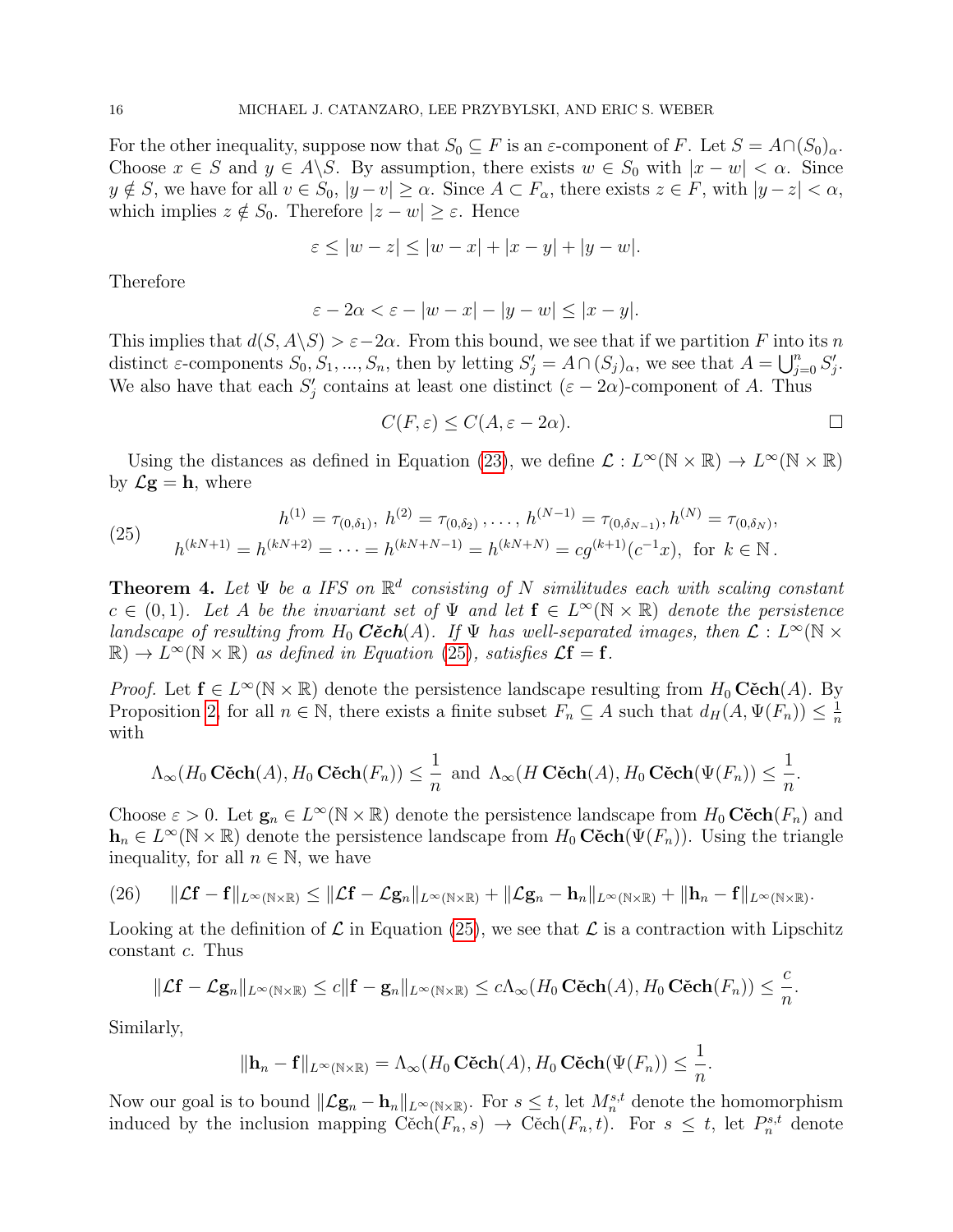For the other inequality, suppose now that $S_0 \subseteq F$ is an $\varepsilon$-component of $F$. Let $S = A \cap (S_0)_\alpha$. Choose $x \in S$ and $y \in A \backslash S$. By assumption, there exists $w \in S_0$ with $|x - w| < \alpha$. Since $y \notin S$, we have for all $v \in S_0$, $|y - v| \geq \alpha$. Since $A \subset F_\alpha$, there exists $z \in F$, with $|y - z| < \alpha$, which implies $z \notin S_0$. Therefore $|z - w| \geq \varepsilon$. Hence

$$\varepsilon \leq |w - z| \leq |w - x| + |x - y| + |y - w|.$$

Therefore

$$\varepsilon - 2\alpha < \varepsilon - |w - x| - |y - w| \leq |x - y|.$$

This implies that $d(S, A \backslash S) > \varepsilon - 2\alpha$. From this bound, we see that if we partition $F$ into its $n$ distinct $\varepsilon$-components $S_0, S_1, ..., S_n$, then by letting $S'_j = A \cap (S_j)_\alpha$, we see that $A = \bigcup_{j=0}^n S'_j$. We also have that each $S'_j$ contains at least one distinct $(\varepsilon - 2\alpha)$-component of $A$. Thus

$$C(F, \varepsilon) \leq C(A, \varepsilon - 2\alpha).$$

∎

Using the distances as defined in Equation (23), we define $\mathcal{L} : L^\infty(\mathbb{N} \times \mathbb{R}) \to L^\infty(\mathbb{N} \times \mathbb{R})$ by $\mathcal{L}\mathbf{g} = \mathbf{h}$, where

$$\begin{gathered} h^{(1)} = \tau_{(0,\delta_1)},\ h^{(2)} = \tau_{(0,\delta_2)}, \ldots, h^{(N-1)} = \tau_{(0,\delta_{N-1})}, h^{(N)} = \tau_{(0,\delta_N)}, \\ h^{(kN+1)} = h^{(kN+2)} = \cdots = h^{(kN+N-1)} = h^{(kN+N)} = cg^{(k+1)}(c^{-1}x), \text{ for } k \in \mathbb{N}. \end{gathered} \tag{25}$$

**Theorem 4.** *Let $\Psi$ be a IFS on $\mathbb{R}^d$ consisting of $N$ similitudes each with scaling constant $c \in (0, 1)$. Let $A$ be the invariant set of $\Psi$ and let $\mathbf{f} \in L^\infty(\mathbb{N} \times \mathbb{R})$ denote the persistence landscape of resulting from $H_0$ **Čech**$(A)$. If $\Psi$ has well-separated images, then $\mathcal{L} : L^\infty(\mathbb{N} \times \mathbb{R}) \to L^\infty(\mathbb{N} \times \mathbb{R})$ as defined in Equation (25), satisfies $\mathcal{L}\mathbf{f} = \mathbf{f}$.*

*Proof.* Let $\mathbf{f} \in L^\infty(\mathbb{N} \times \mathbb{R})$ denote the persistence landscape resulting from $H_0\,\textbf{Čech}(A)$. By Proposition 2, for all $n \in \mathbb{N}$, there exists a finite subset $F_n \subseteq A$ such that $d_H(A, \Psi(F_n)) \leq \frac{1}{n}$ with

$$\Lambda_\infty(H_0\,\textbf{Čech}(A), H_0\,\textbf{Čech}(F_n)) \leq \frac{1}{n} \text{ and } \Lambda_\infty(H\,\textbf{Čech}(A), H_0\,\textbf{Čech}(\Psi(F_n)) \leq \frac{1}{n}.$$

Choose $\varepsilon > 0$. Let $\mathbf{g}_n \in L^\infty(\mathbb{N} \times \mathbb{R})$ denote the persistence landscape from $H_0\,\textbf{Čech}(F_n)$ and $\mathbf{h}_n \in L^\infty(\mathbb{N} \times \mathbb{R})$ denote the persistence landscape from $H_0\,\textbf{Čech}(\Psi(F_n))$. Using the triangle inequality, for all $n \in \mathbb{N}$, we have

$$\|\mathcal{L}\mathbf{f} - \mathbf{f}\|_{L^\infty(\mathbb{N}\times\mathbb{R})} \leq \|\mathcal{L}\mathbf{f} - \mathcal{L}\mathbf{g}_n\|_{L^\infty(\mathbb{N}\times\mathbb{R})} + \|\mathcal{L}\mathbf{g}_n - \mathbf{h}_n\|_{L^\infty(\mathbb{N}\times\mathbb{R})} + \|\mathbf{h}_n - \mathbf{f}\|_{L^\infty(\mathbb{N}\times\mathbb{R})}. \tag{26}$$

Looking at the definition of $\mathcal{L}$ in Equation (25), we see that $\mathcal{L}$ is a contraction with Lipschitz constant $c$. Thus

$$\|\mathcal{L}\mathbf{f} - \mathcal{L}\mathbf{g}_n\|_{L^\infty(\mathbb{N}\times\mathbb{R})} \leq c\|\mathbf{f} - \mathbf{g}_n\|_{L^\infty(\mathbb{N}\times\mathbb{R})} \leq c\Lambda_\infty(H_0\,\textbf{Čech}(A), H_0\,\textbf{Čech}(F_n)) \leq \frac{c}{n}.$$

Similarly,

$$\|\mathbf{h}_n - \mathbf{f}\|_{L^\infty(\mathbb{N}\times\mathbb{R})} = \Lambda_\infty(H_0\,\textbf{Čech}(A), H_0\,\textbf{Čech}(\Psi(F_n)) \leq \frac{1}{n}.$$

Now our goal is to bound $\|\mathcal{L}\mathbf{g}_n - \mathbf{h}_n\|_{L^\infty(\mathbb{N}\times\mathbb{R})}$. For $s \leq t$, let $M_n^{s,t}$ denote the homomorphism induced by the inclusion mapping $\text{Čech}(F_n, s) \to \text{Čech}(F_n, t)$. For $s \leq t$, let $P_n^{s,t}$ denote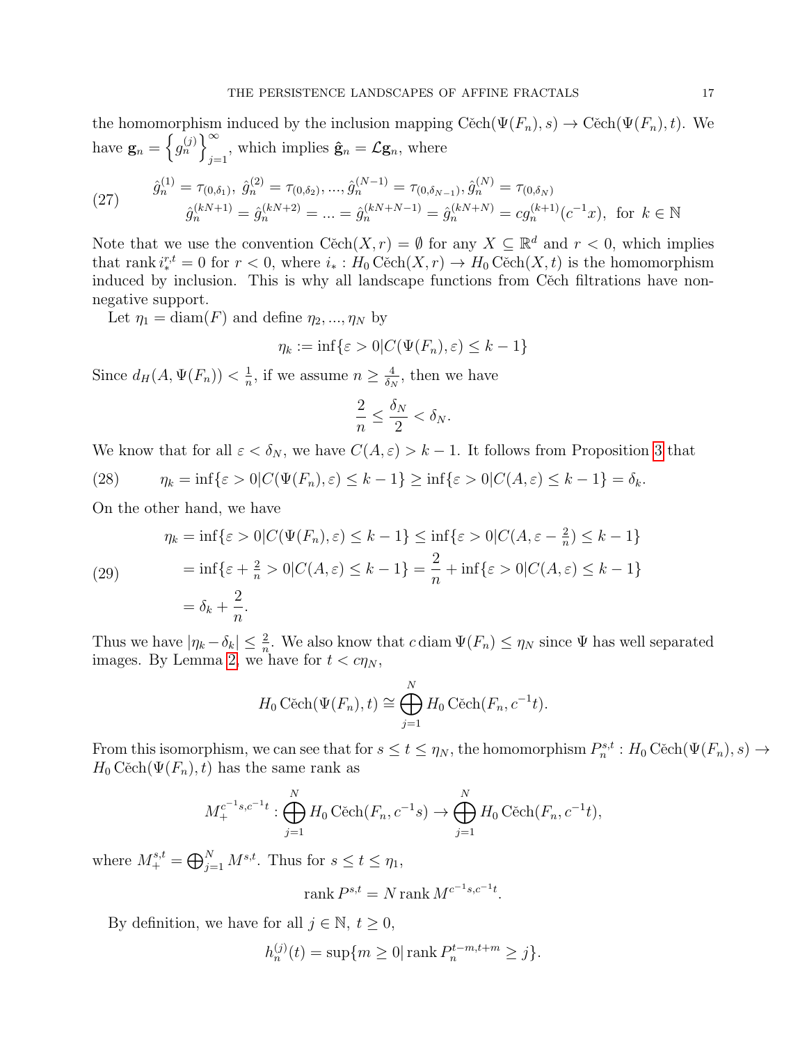the homomorphism induced by the inclusion mapping $\check{\text{C}}\text{ech}(\Psi(F_n), s) \to \check{\text{C}}\text{ech}(\Psi(F_n), t)$. We have $\mathbf{g}_n = \left\{ g_n^{(j)} \right\}_{j=1}^{\infty}$, which implies $\hat{\mathbf{g}}_n = \mathcal{L}\mathbf{g}_n$, where

$$
\begin{aligned}
&\hat{g}_n^{(1)} = \tau_{(0,\delta_1)},\ \hat{g}_n^{(2)} = \tau_{(0,\delta_2)}, ..., \hat{g}_n^{(N-1)} = \tau_{(0,\delta_{N-1})}, \hat{g}_n^{(N)} = \tau_{(0,\delta_N)} \\
&\hat{g}_n^{(kN+1)} = \hat{g}_n^{(kN+2)} = ... = \hat{g}_n^{(kN+N-1)} = \hat{g}_n^{(kN+N)} = c g_n^{(k+1)}(c^{-1}x), \text{ for } k \in \mathbb{N}
\end{aligned}
\tag{27}
$$

Note that we use the convention $\check{\text{C}}\text{ech}(X, r) = \emptyset$ for any $X \subseteq \mathbb{R}^d$ and $r < 0$, which implies that $\operatorname{rank} i_*^{r,t} = 0$ for $r < 0$, where $i_* : H_0 \check{\text{C}}\text{ech}(X, r) \to H_0 \check{\text{C}}\text{ech}(X, t)$ is the homomorphism induced by inclusion. This is why all landscape functions from Čech filtrations have non-negative support.

Let $\eta_1 = \operatorname{diam}(F)$ and define $\eta_2, ..., \eta_N$ by

$$\eta_k := \inf\{\varepsilon > 0 | C(\Psi(F_n), \varepsilon) \leq k - 1\}$$

Since $d_H(A, \Psi(F_n)) < \frac{1}{n}$, if we assume $n \geq \frac{4}{\delta_N}$, then we have

$$\frac{2}{n} \leq \frac{\delta_N}{2} < \delta_N.$$

We know that for all $\varepsilon < \delta_N$, we have $C(A, \varepsilon) > k - 1$. It follows from Proposition 3 that

$$\eta_k = \inf\{\varepsilon > 0 | C(\Psi(F_n), \varepsilon) \leq k - 1\} \geq \inf\{\varepsilon > 0 | C(A, \varepsilon) \leq k - 1\} = \delta_k. \tag{28}$$

On the other hand, we have

$$
\begin{aligned}
\eta_k &= \inf\{\varepsilon > 0 | C(\Psi(F_n), \varepsilon) \leq k - 1\} \leq \inf\{\varepsilon > 0 | C(A, \varepsilon - \tfrac{2}{n}) \leq k - 1\} \\
&= \inf\{\varepsilon + \tfrac{2}{n} > 0 | C(A, \varepsilon) \leq k - 1\} = \frac{2}{n} + \inf\{\varepsilon > 0 | C(A, \varepsilon) \leq k - 1\} \\
&= \delta_k + \frac{2}{n}.
\end{aligned}
\tag{29}
$$

Thus we have $|\eta_k - \delta_k| \leq \frac{2}{n}$. We also know that $c \operatorname{diam} \Psi(F_n) \leq \eta_N$ since $\Psi$ has well separated images. By Lemma 2, we have for $t < c\eta_N$,

$$H_0 \check{\text{C}}\text{ech}(\Psi(F_n), t) \cong \bigoplus_{j=1}^{N} H_0 \check{\text{C}}\text{ech}(F_n, c^{-1}t).$$

From this isomorphism, we can see that for $s \leq t \leq \eta_N$, the homomorphism $P_n^{s,t} : H_0 \check{\text{C}}\text{ech}(\Psi(F_n), s) \to H_0 \check{\text{C}}\text{ech}(\Psi(F_n), t)$ has the same rank as

$$M_+^{c^{-1}s, c^{-1}t} : \bigoplus_{j=1}^{N} H_0 \check{\text{C}}\text{ech}(F_n, c^{-1}s) \to \bigoplus_{j=1}^{N} H_0 \check{\text{C}}\text{ech}(F_n, c^{-1}t),$$

where $M_+^{s,t} = \bigoplus_{j=1}^{N} M^{s,t}$. Thus for $s \leq t \leq \eta_1$,

$$\operatorname{rank} P^{s,t} = N \operatorname{rank} M^{c^{-1}s, c^{-1}t}.$$

By definition, we have for all $j \in \mathbb{N}$, $t \geq 0$,

$$h_n^{(j)}(t) = \sup\{m \geq 0 | \operatorname{rank} P_n^{t-m, t+m} \geq j\}.$$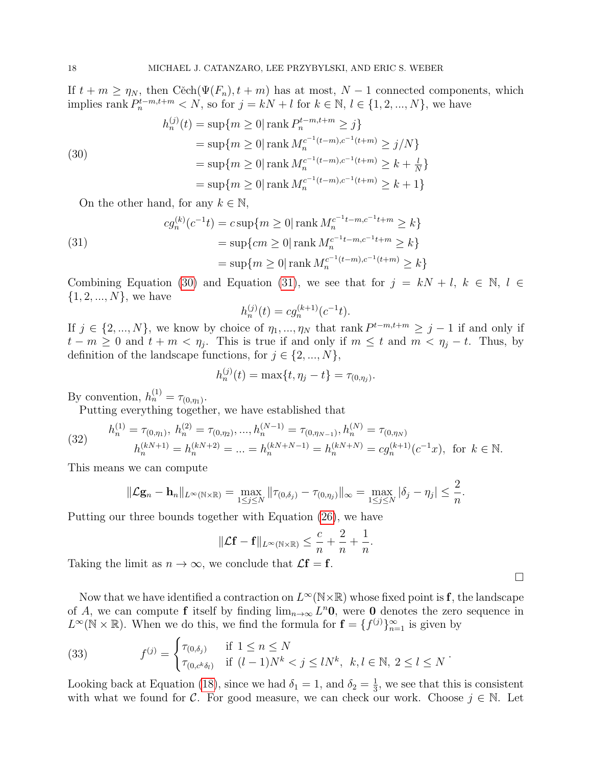If $t + m \geq \eta_N$, then Čech$(\Psi(F_n), t+m)$ has at most, $N-1$ connected components, which implies rank $P_n^{t-m,t+m} < N$, so for $j = kN + l$ for $k \in \mathbb{N}$, $l \in \{1, 2, ..., N\}$, we have

$$
\begin{aligned}
h_n^{(j)}(t) &= \sup\{m \geq 0 | \operatorname{rank} P_n^{t-m,t+m} \geq j\} \\
&= \sup\{m \geq 0 | \operatorname{rank} M_n^{c^{-1}(t-m),c^{-1}(t+m)} \geq j/N\} \\
&= \sup\{m \geq 0 | \operatorname{rank} M_n^{c^{-1}(t-m),c^{-1}(t+m)} \geq k + \tfrac{l}{N}\} \\
&= \sup\{m \geq 0 | \operatorname{rank} M_n^{c^{-1}(t-m),c^{-1}(t+m)} \geq k+1\}
\end{aligned}
\tag{30}
$$

On the other hand, for any $k \in \mathbb{N}$,

$$
\begin{aligned}
cg_n^{(k)}(c^{-1}t) &= c\sup\{m \geq 0 | \operatorname{rank} M_n^{c^{-1}t-m,c^{-1}t+m} \geq k\} \\
&= \sup\{cm \geq 0 | \operatorname{rank} M_n^{c^{-1}t-m,c^{-1}t+m} \geq k\} \\
&= \sup\{m \geq 0 | \operatorname{rank} M_n^{c^{-1}(t-m),c^{-1}(t+m)} \geq k\}
\end{aligned}
\tag{31}
$$

Combining Equation (30) and Equation (31), we see that for $j = kN + l$, $k \in \mathbb{N}$, $l \in \{1, 2, ..., N\}$, we have

$$h_n^{(j)}(t) = cg_n^{(k+1)}(c^{-1}t).$$

If $j \in \{2, ..., N\}$, we know by choice of $\eta_1, ..., \eta_N$ that rank $P^{t-m,t+m} \geq j-1$ if and only if $t - m \geq 0$ and $t + m < \eta_j$. This is true if and only if $m \leq t$ and $m < \eta_j - t$. Thus, by definition of the landscape functions, for $j \in \{2, ..., N\}$,

$$h_n^{(j)}(t) = \max\{t, \eta_j - t\} = \tau_{(0,\eta_j)}.$$

By convention, $h_n^{(1)} = \tau_{(0,\eta_1)}$.

Putting everything together, we have established that

$$
\begin{aligned}
h_n^{(1)} = \tau_{(0,\eta_1)},\ h_n^{(2)} = \tau_{(0,\eta_2)}, ..., h_n^{(N-1)} = \tau_{(0,\eta_{N-1})}, h_n^{(N)} = \tau_{(0,\eta_N)} \\
h_n^{(kN+1)} = h_n^{(kN+2)} = ... = h_n^{(kN+N-1)} = h_n^{(kN+N)} = cg_n^{(k+1)}(c^{-1}x), \text{ for } k \in \mathbb{N}.
\end{aligned}
\tag{32}
$$

This means we can compute

$$\|\mathcal{L}\mathbf{g}_n - \mathbf{h}_n\|_{L^\infty(\mathbb{N}\times\mathbb{R})} = \max_{1\leq j\leq N} \|\tau_{(0,\delta_j)} - \tau_{(0,\eta_j)}\|_\infty = \max_{1\leq j\leq N} |\delta_j - \eta_j| \leq \frac{2}{n}.$$

Putting our three bounds together with Equation (26), we have

$$\|\mathcal{L}\mathbf{f} - \mathbf{f}\|_{L^\infty(\mathbb{N}\times\mathbb{R})} \leq \frac{c}{n} + \frac{2}{n} + \frac{1}{n}.$$

Taking the limit as $n \to \infty$, we conclude that $\mathcal{L}\mathbf{f} = \mathbf{f}$.

□

Now that we have identified a contraction on $L^\infty(\mathbb{N}\times\mathbb{R})$ whose fixed point is $\mathbf{f}$, the landscape of $A$, we can compute $\mathbf{f}$ itself by finding $\lim_{n\to\infty} L^n\mathbf{0}$, were $\mathbf{0}$ denotes the zero sequence in $L^\infty(\mathbb{N}\times\mathbb{R})$. When we do this, we find the formula for $\mathbf{f} = \{f^{(j)}\}_{n=1}^\infty$ is given by

$$
f^{(j)} = \begin{cases} \tau_{(0,\delta_j)} & \text{if } 1 \leq n \leq N \\ \tau_{(0,c^k\delta_l)} & \text{if } (l-1)N^k < j \leq lN^k,\ k, l \in \mathbb{N},\ 2 \leq l \leq N \end{cases}.
\tag{33}
$$

Looking back at Equation (18), since we had $\delta_1 = 1$, and $\delta_2 = \frac{1}{3}$, we see that this is consistent with what we found for $\mathcal{C}$. For good measure, we can check our work. Choose $j \in \mathbb{N}$. Let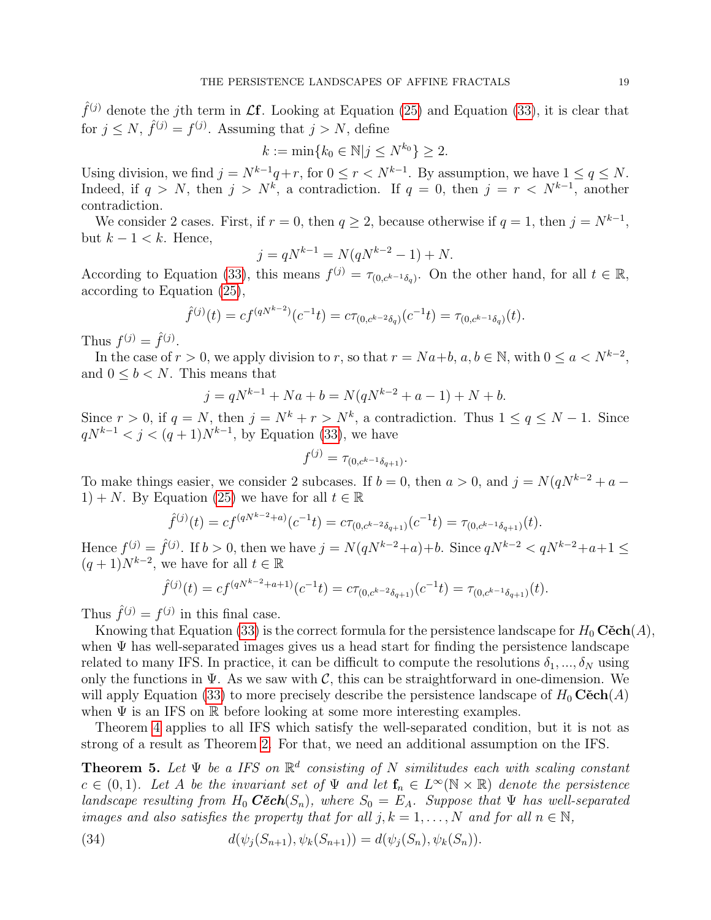$\hat{f}^{(j)}$ denote the $j$th term in $\mathcal{L}\mathbf{f}$. Looking at Equation (25) and Equation (33), it is clear that for $j \leq N$, $\hat{f}^{(j)} = f^{(j)}$. Assuming that $j > N$, define

$$k := \min\{k_0 \in \mathbb{N} | j \leq N^{k_0}\} \geq 2.$$

Using division, we find $j = N^{k-1}q + r$, for $0 \leq r < N^{k-1}$. By assumption, we have $1 \leq q \leq N$. Indeed, if $q > N$, then $j > N^k$, a contradiction. If $q = 0$, then $j = r < N^{k-1}$, another contradiction.

We consider 2 cases. First, if $r = 0$, then $q \geq 2$, because otherwise if $q = 1$, then $j = N^{k-1}$, but $k - 1 < k$. Hence,

$$j = qN^{k-1} = N(qN^{k-2} - 1) + N.$$

According to Equation (33), this means $f^{(j)} = \tau_{(0, c^{k-1}\delta_q)}$. On the other hand, for all $t \in \mathbb{R}$, according to Equation (25),

$$\hat{f}^{(j)}(t) = cf^{(qN^{k-2})}(c^{-1}t) = c\tau_{(0,c^{k-2}\delta_q)}(c^{-1}t) = \tau_{(0,c^{k-1}\delta_q)}(t).$$

Thus $f^{(j)} = \hat{f}^{(j)}$.

In the case of $r > 0$, we apply division to $r$, so that $r = Na + b$, $a, b \in \mathbb{N}$, with $0 \leq a < N^{k-2}$, and $0 \leq b < N$. This means that

$$j = qN^{k-1} + Na + b = N(qN^{k-2} + a - 1) + N + b.$$

Since $r > 0$, if $q = N$, then $j = N^k + r > N^k$, a contradiction. Thus $1 \leq q \leq N - 1$. Since $qN^{k-1} < j < (q + 1)N^{k-1}$, by Equation (33), we have

$$f^{(j)} = \tau_{(0,c^{k-1}\delta_{q+1})}.$$

To make things easier, we consider 2 subcases. If $b = 0$, then $a > 0$, and $j = N(qN^{k-2} + a - 1) + N$. By Equation (25) we have for all $t \in \mathbb{R}$

$$\hat{f}^{(j)}(t) = cf^{(qN^{k-2}+a)}(c^{-1}t) = c\tau_{(0,c^{k-2}\delta_{q+1})}(c^{-1}t) = \tau_{(0,c^{k-1}\delta_{q+1})}(t).$$

Hence $f^{(j)} = \hat{f}^{(j)}$. If $b > 0$, then we have $j = N(qN^{k-2}+a)+b$. Since $qN^{k-2} < qN^{k-2}+a+1 \leq (q+1)N^{k-2}$, we have for all $t \in \mathbb{R}$

$$\hat{f}^{(j)}(t) = cf^{(qN^{k-2}+a+1)}(c^{-1}t) = c\tau_{(0,c^{k-2}\delta_{q+1})}(c^{-1}t) = \tau_{(0,c^{k-1}\delta_{q+1})}(t).$$

Thus $\hat{f}^{(j)} = f^{(j)}$ in this final case.

Knowing that Equation (33) is the correct formula for the persistence landscape for $H_0\,\mathbf{\check{C}ech}(A)$, when $\Psi$ has well-separated images gives us a head start for finding the persistence landscape related to many IFS. In practice, it can be difficult to compute the resolutions $\delta_1, ..., \delta_N$ using only the functions in $\Psi$. As we saw with $\mathcal{C}$, this can be straightforward in one-dimension. We will apply Equation (33) to more precisely describe the persistence landscape of $H_0\,\mathbf{\check{C}ech}(A)$ when $\Psi$ is an IFS on $\mathbb{R}$ before looking at some more interesting examples.

Theorem 4 applies to all IFS which satisfy the well-separated condition, but it is not as strong of a result as Theorem 2. For that, we need an additional assumption on the IFS.

**Theorem 5.** *Let $\Psi$ be a IFS on $\mathbb{R}^d$ consisting of $N$ similitudes each with scaling constant $c \in (0, 1)$. Let $A$ be the invariant set of $\Psi$ and let $\mathbf{f}_n \in L^\infty(\mathbb{N} \times \mathbb{R})$ denote the persistence landscape resulting from $H_0$ $\mathbf{\check{C}ech}(S_n)$, where $S_0 = E_A$. Suppose that $\Psi$ has well-separated images and also satisfies the property that for all $j, k = 1, \ldots, N$ and for all $n \in \mathbb{N}$,*

$$d(\psi_j(S_{n+1}), \psi_k(S_{n+1})) = d(\psi_j(S_n), \psi_k(S_n)). \tag{34}$$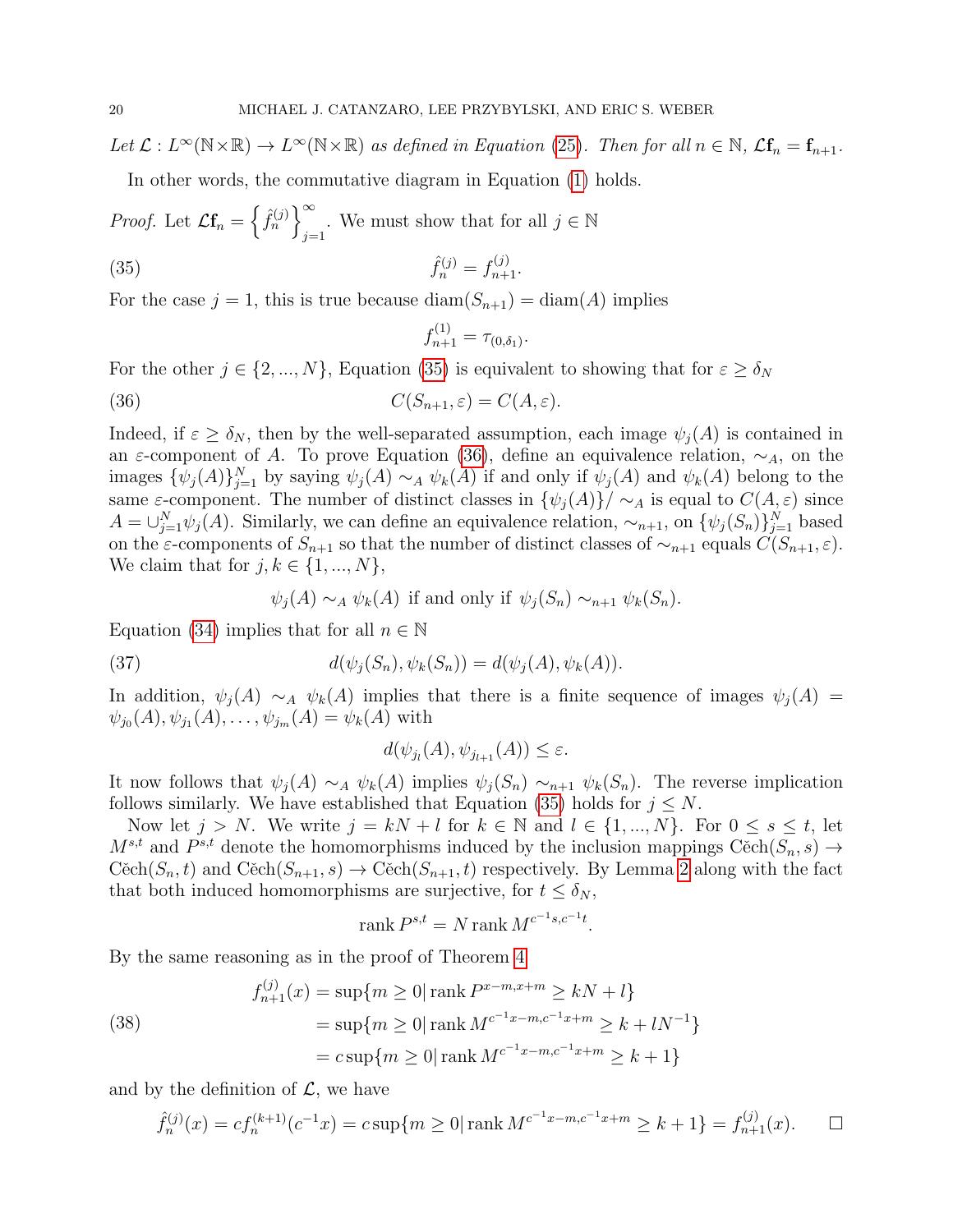*Let $\mathcal{L} : L^\infty(\mathbb{N}\times\mathbb{R}) \to L^\infty(\mathbb{N}\times\mathbb{R})$ as defined in Equation (25). Then for all $n \in \mathbb{N}$, $\mathcal{L}\mathbf{f}_n = \mathbf{f}_{n+1}$.*

In other words, the commutative diagram in Equation (1) holds.

*Proof.* Let $\mathcal{L}\mathbf{f}_n = \left\{\hat{f}_n^{(j)}\right\}_{j=1}^\infty$. We must show that for all $j \in \mathbb{N}$

$$\hat{f}_n^{(j)} = f_{n+1}^{(j)}. \tag{35}$$

For the case $j = 1$, this is true because $\operatorname{diam}(S_{n+1}) = \operatorname{diam}(A)$ implies

$$f_{n+1}^{(1)} = \tau_{(0,\delta_1)}.$$

For the other $j \in \{2, ..., N\}$, Equation (35) is equivalent to showing that for $\varepsilon \geq \delta_N$

$$C(S_{n+1}, \varepsilon) = C(A, \varepsilon). \tag{36}$$

Indeed, if $\varepsilon \geq \delta_N$, then by the well-separated assumption, each image $\psi_j(A)$ is contained in an $\varepsilon$-component of $A$. To prove Equation (36), define an equivalence relation, $\sim_A$, on the images $\{\psi_j(A)\}_{j=1}^N$ by saying $\psi_j(A) \sim_A \psi_k(A)$ if and only if $\psi_j(A)$ and $\psi_k(A)$ belong to the same $\varepsilon$-component. The number of distinct classes in $\{\psi_j(A)\}/\sim_A$ is equal to $C(A, \varepsilon)$ since $A = \cup_{j=1}^N \psi_j(A)$. Similarly, we can define an equivalence relation, $\sim_{n+1}$, on $\{\psi_j(S_n)\}_{j=1}^N$ based on the $\varepsilon$-components of $S_{n+1}$ so that the number of distinct classes of $\sim_{n+1}$ equals $C(S_{n+1}, \varepsilon)$. We claim that for $j, k \in \{1, ..., N\}$,

$$\psi_j(A) \sim_A \psi_k(A) \text{ if and only if } \psi_j(S_n) \sim_{n+1} \psi_k(S_n).$$

Equation (34) implies that for all $n \in \mathbb{N}$

$$d(\psi_j(S_n), \psi_k(S_n)) = d(\psi_j(A), \psi_k(A)). \tag{37}$$

In addition, $\psi_j(A) \sim_A \psi_k(A)$ implies that there is a finite sequence of images $\psi_j(A) = \psi_{j_0}(A), \psi_{j_1}(A), \ldots, \psi_{j_m}(A) = \psi_k(A)$ with

$$d(\psi_{j_l}(A), \psi_{j_{l+1}}(A)) \leq \varepsilon.$$

It now follows that $\psi_j(A) \sim_A \psi_k(A)$ implies $\psi_j(S_n) \sim_{n+1} \psi_k(S_n)$. The reverse implication follows similarly. We have established that Equation (35) holds for $j \leq N$.

Now let $j > N$. We write $j = kN + l$ for $k \in \mathbb{N}$ and $l \in \{1, ..., N\}$. For $0 \leq s \leq t$, let $M^{s,t}$ and $P^{s,t}$ denote the homomorphisms induced by the inclusion mappings $\check{\mathrm{C}}\mathrm{ech}(S_n, s) \to \check{\mathrm{C}}\mathrm{ech}(S_n, t)$ and $\check{\mathrm{C}}\mathrm{ech}(S_{n+1}, s) \to \check{\mathrm{C}}\mathrm{ech}(S_{n+1}, t)$ respectively. By Lemma 2 along with the fact that both induced homomorphisms are surjective, for $t \leq \delta_N$,

$$\operatorname{rank} P^{s,t} = N \operatorname{rank} M^{c^{-1}s, c^{-1}t}.$$

By the same reasoning as in the proof of Theorem 4

$$\begin{aligned} f_{n+1}^{(j)}(x) &= \sup\{m \geq 0 | \operatorname{rank} P^{x-m, x+m} \geq kN + l\} \\ &= \sup\{m \geq 0 | \operatorname{rank} M^{c^{-1}x-m, c^{-1}x+m} \geq k + lN^{-1}\} \\ &= c \sup\{m \geq 0 | \operatorname{rank} M^{c^{-1}x-m, c^{-1}x+m} \geq k + 1\} \end{aligned} \tag{38}$$

and by the definition of $\mathcal{L}$, we have

$$\hat{f}_n^{(j)}(x) = c f_n^{(k+1)}(c^{-1}x) = c \sup\{m \geq 0 | \operatorname{rank} M^{c^{-1}x-m, c^{-1}x+m} \geq k + 1\} = f_{n+1}^{(j)}(x). \qquad \square$$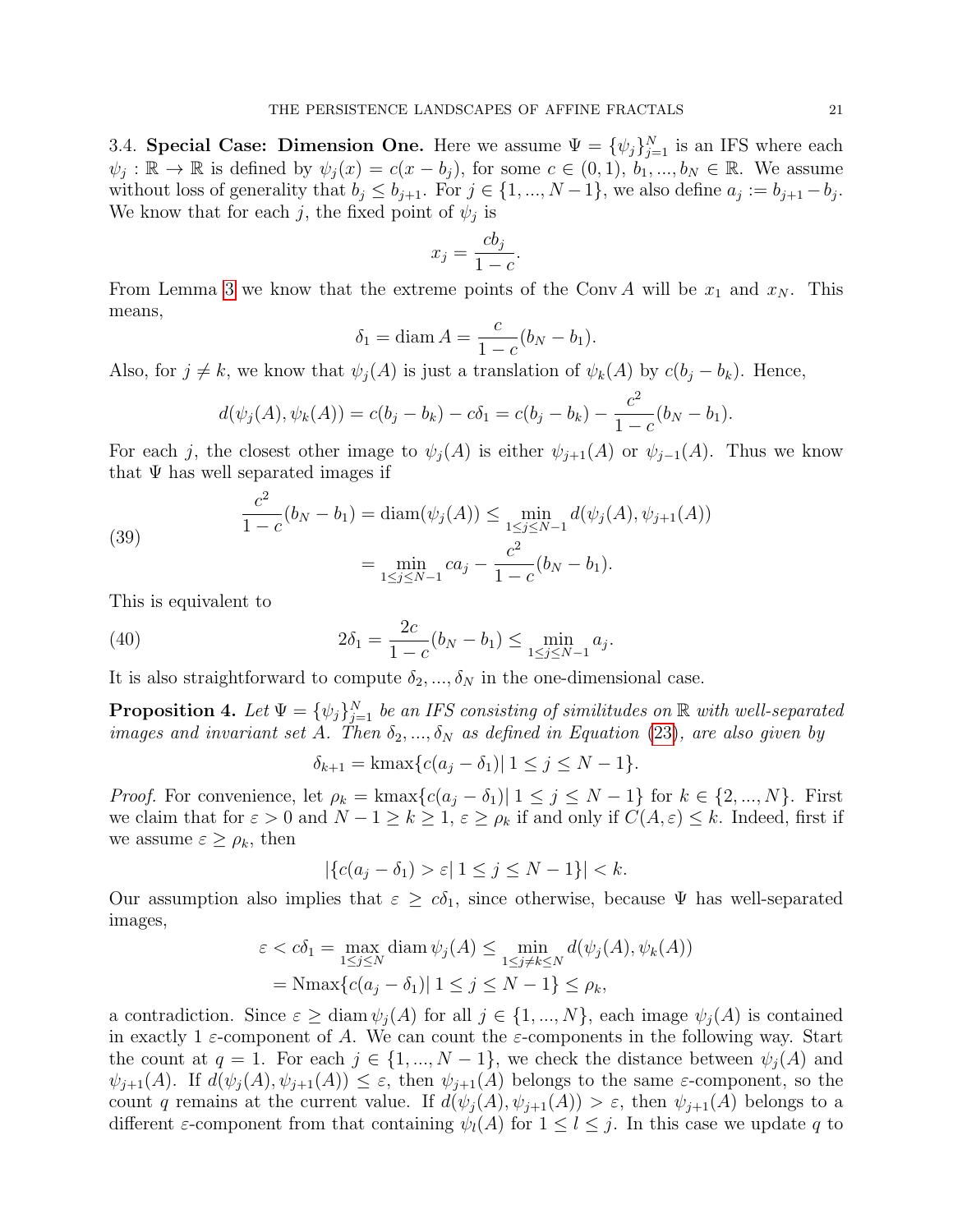3.4. **Special Case: Dimension One.** Here we assume $\Psi = \{\psi_j\}_{j=1}^N$ is an IFS where each $\psi_j : \mathbb{R} \to \mathbb{R}$ is defined by $\psi_j(x) = c(x - b_j)$, for some $c \in (0,1)$, $b_1, ..., b_N \in \mathbb{R}$. We assume without loss of generality that $b_j \le b_{j+1}$. For $j \in \{1, ..., N-1\}$, we also define $a_j := b_{j+1} - b_j$. We know that for each $j$, the fixed point of $\psi_j$ is

$$x_j = \frac{cb_j}{1-c}.$$

From Lemma 3 we know that the extreme points of the $\operatorname{Conv} A$ will be $x_1$ and $x_N$. This means,

$$\delta_1 = \operatorname{diam} A = \frac{c}{1-c}(b_N - b_1).$$

Also, for $j \neq k$, we know that $\psi_j(A)$ is just a translation of $\psi_k(A)$ by $c(b_j - b_k)$. Hence,

$$d(\psi_j(A), \psi_k(A)) = c(b_j - b_k) - c\delta_1 = c(b_j - b_k) - \frac{c^2}{1-c}(b_N - b_1).$$

For each $j$, the closest other image to $\psi_j(A)$ is either $\psi_{j+1}(A)$ or $\psi_{j-1}(A)$. Thus we know that $\Psi$ has well separated images if

$$\begin{aligned}\frac{c^2}{1-c}(b_N - b_1) = \operatorname{diam}(\psi_j(A)) &\le \min_{1\le j\le N-1} d(\psi_j(A), \psi_{j+1}(A)) \\ &= \min_{1\le j\le N-1} ca_j - \frac{c^2}{1-c}(b_N - b_1).\end{aligned} \tag{39}$$

This is equivalent to

$$2\delta_1 = \frac{2c}{1-c}(b_N - b_1) \le \min_{1\le j\le N-1} a_j. \tag{40}$$

It is also straightforward to compute $\delta_2, ..., \delta_N$ in the one-dimensional case.

**Proposition 4.** *Let $\Psi = \{\psi_j\}_{j=1}^N$ be an IFS consisting of similitudes on $\mathbb{R}$ with well-separated images and invariant set $A$. Then $\delta_2, ..., \delta_N$ as defined in Equation (23), are also given by*

$$\delta_{k+1} = \operatorname{kmax}\{c(a_j - \delta_1) |\, 1 \le j \le N-1\}.$$

*Proof.* For convenience, let $\rho_k = \operatorname{kmax}\{c(a_j - \delta_1) |\, 1 \le j \le N-1\}$ for $k \in \{2, ..., N\}$. First we claim that for $\varepsilon > 0$ and $N-1 \ge k \ge 1$, $\varepsilon \ge \rho_k$ if and only if $C(A, \varepsilon) \le k$. Indeed, first if we assume $\varepsilon \ge \rho_k$, then

$$|\{c(a_j - \delta_1) > \varepsilon |\, 1 \le j \le N-1\}| < k.$$

Our assumption also implies that $\varepsilon \ge c\delta_1$, since otherwise, because $\Psi$ has well-separated images,

$$\begin{aligned}\varepsilon < c\delta_1 = \max_{1\le j\le N} \operatorname{diam} \psi_j(A) &\le \min_{1\le j\neq k\le N} d(\psi_j(A), \psi_k(A)) \\ &= \operatorname{Nmax}\{c(a_j - \delta_1) |\, 1 \le j \le N-1\} \le \rho_k,\end{aligned}$$

a contradiction. Since $\varepsilon \ge \operatorname{diam} \psi_j(A)$ for all $j \in \{1, ..., N\}$, each image $\psi_j(A)$ is contained in exactly 1 $\varepsilon$-component of $A$. We can count the $\varepsilon$-components in the following way. Start the count at $q = 1$. For each $j \in \{1, ..., N-1\}$, we check the distance between $\psi_j(A)$ and $\psi_{j+1}(A)$. If $d(\psi_j(A), \psi_{j+1}(A)) \le \varepsilon$, then $\psi_{j+1}(A)$ belongs to the same $\varepsilon$-component, so the count $q$ remains at the current value. If $d(\psi_j(A), \psi_{j+1}(A)) > \varepsilon$, then $\psi_{j+1}(A)$ belongs to a different $\varepsilon$-component from that containing $\psi_l(A)$ for $1 \le l \le j$. In this case we update $q$ to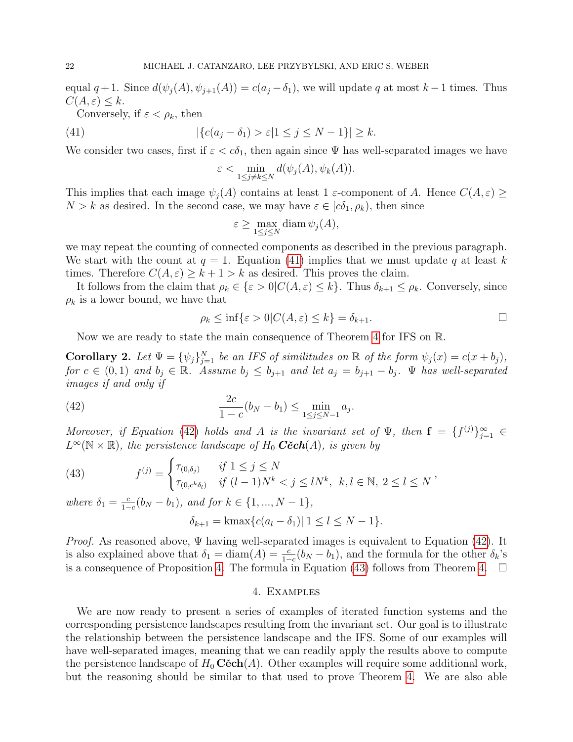equal $q+1$. Since $d(\psi_j(A), \psi_{j+1}(A)) = c(a_j - \delta_1)$, we will update $q$ at most $k-1$ times. Thus $C(A, \varepsilon) \leq k$.

Conversely, if $\varepsilon < \rho_k$, then

$$|\{c(a_j - \delta_1) > \varepsilon | 1 \leq j \leq N-1\}| \geq k. \tag{41}$$

We consider two cases, first if $\varepsilon < c\delta_1$, then again since $\Psi$ has well-separated images we have

$$\varepsilon < \min_{1 \leq j \neq k \leq N} d(\psi_j(A), \psi_k(A)).$$

This implies that each image $\psi_j(A)$ contains at least 1 $\varepsilon$-component of $A$. Hence $C(A, \varepsilon) \geq N > k$ as desired. In the second case, we may have $\varepsilon \in [c\delta_1, \rho_k)$, then since

$$\varepsilon \geq \max_{1 \leq j \leq N} \operatorname{diam} \psi_j(A),$$

we may repeat the counting of connected components as described in the previous paragraph. We start with the count at $q = 1$. Equation (41) implies that we must update $q$ at least $k$ times. Therefore $C(A, \varepsilon) \geq k + 1 > k$ as desired. This proves the claim.

It follows from the claim that $\rho_k \in \{\varepsilon > 0 | C(A, \varepsilon) \leq k\}$. Thus $\delta_{k+1} \leq \rho_k$. Conversely, since $\rho_k$ is a lower bound, we have that

$$\rho_k \leq \inf\{\varepsilon > 0 | C(A, \varepsilon) \leq k\} = \delta_{k+1}. \qquad \square$$

Now we are ready to state the main consequence of Theorem 4 for IFS on $\mathbb{R}$.

**Corollary 2.** *Let $\Psi = \{\psi_j\}_{j=1}^N$ be an IFS of similitudes on $\mathbb{R}$ of the form $\psi_j(x) = c(x + b_j)$, for $c \in (0, 1)$ and $b_j \in \mathbb{R}$. Assume $b_j \leq b_{j+1}$ and let $a_j = b_{j+1} - b_j$. $\Psi$ has well-separated images if and only if*

$$\frac{2c}{1-c}(b_N - b_1) \leq \min_{1 \leq j \leq N-1} a_j. \tag{42}$$

*Moreover, if Equation (42) holds and $A$ is the invariant set of $\Psi$, then $\mathbf{f} = \{f^{(j)}\}_{j=1}^{\infty} \in L^{\infty}(\mathbb{N} \times \mathbb{R})$, the persistence landscape of $H_0$ **Čech**$(A)$, is given by*

$$f^{(j)} = \begin{cases} \tau_{(0,\delta_j)} & \text{if } 1 \leq j \leq N \\ \tau_{(0,c^k\delta_l)} & \text{if } (l-1)N^k < j \leq lN^k, \;\; k, l \in \mathbb{N}, \; 2 \leq l \leq N \end{cases}, \tag{43}$$

*where $\delta_1 = \frac{c}{1-c}(b_N - b_1)$, and for $k \in \{1, ..., N-1\}$,*

$$\delta_{k+1} = \operatorname{kmax}\{c(a_l - \delta_1) |\, 1 \leq l \leq N-1\}.$$

*Proof.* As reasoned above, $\Psi$ having well-separated images is equivalent to Equation (42). It is also explained above that $\delta_1 = \operatorname{diam}(A) = \frac{c}{1-c}(b_N - b_1)$, and the formula for the other $\delta_k$'s is a consequence of Proposition 4. The formula in Equation (43) follows from Theorem 4. $\square$

## 4. Examples

We are now ready to present a series of examples of iterated function systems and the corresponding persistence landscapes resulting from the invariant set. Our goal is to illustrate the relationship between the persistence landscape and the IFS. Some of our examples will have well-separated images, meaning that we can readily apply the results above to compute the persistence landscape of $H_0$ **Čech**$(A)$. Other examples will require some additional work, but the reasoning should be similar to that used to prove Theorem 4. We are also able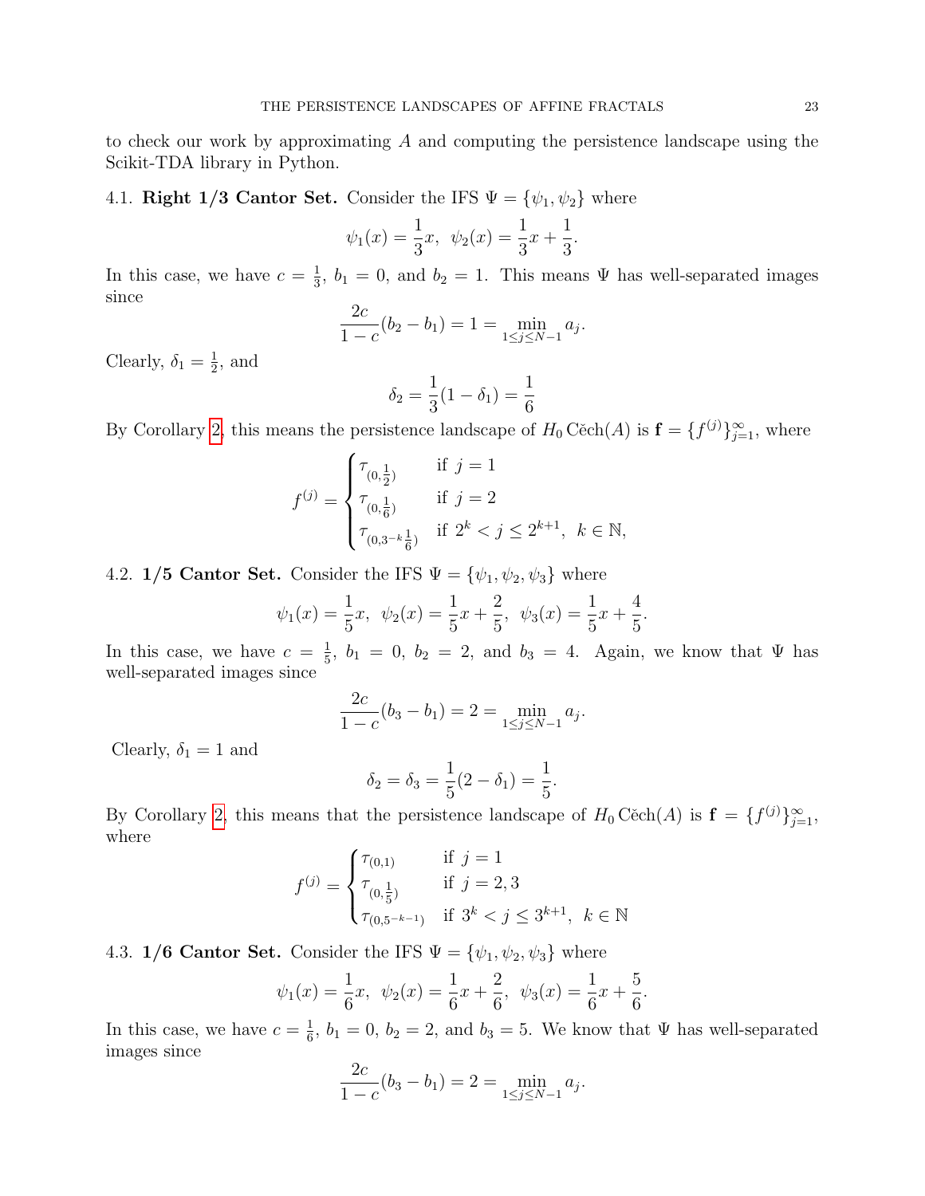to check our work by approximating $A$ and computing the persistence landscape using the Scikit-TDA library in Python.

### 4.1. **Right 1/3 Cantor Set.**

Consider the IFS $\Psi = \{\psi_1, \psi_2\}$ where

$$\psi_1(x) = \frac{1}{3}x, \;\; \psi_2(x) = \frac{1}{3}x + \frac{1}{3}.$$

In this case, we have $c = \frac{1}{3}$, $b_1 = 0$, and $b_2 = 1$. This means $\Psi$ has well-separated images since

$$\frac{2c}{1-c}(b_2 - b_1) = 1 = \min_{1 \le j \le N-1} a_j.$$

Clearly, $\delta_1 = \frac{1}{2}$, and

$$\delta_2 = \frac{1}{3}(1 - \delta_1) = \frac{1}{6}$$

By Corollary 2, this means the persistence landscape of $H_0\,\check{\text{C}}\text{ech}(A)$ is $\mathbf{f} = \{f^{(j)}\}_{j=1}^{\infty}$, where

$$f^{(j)} = \begin{cases} \tau_{(0,\frac{1}{2})} & \text{if } j = 1 \\ \tau_{(0,\frac{1}{6})} & \text{if } j = 2 \\ \tau_{(0,3^{-k}\frac{1}{6})} & \text{if } 2^k < j \le 2^{k+1}, \;\; k \in \mathbb{N}, \end{cases}$$

### 4.2. **1/5 Cantor Set.**

Consider the IFS $\Psi = \{\psi_1, \psi_2, \psi_3\}$ where

$$\psi_1(x) = \frac{1}{5}x, \;\; \psi_2(x) = \frac{1}{5}x + \frac{2}{5}, \;\; \psi_3(x) = \frac{1}{5}x + \frac{4}{5}.$$

In this case, we have $c = \frac{1}{5}$, $b_1 = 0$, $b_2 = 2$, and $b_3 = 4$. Again, we know that $\Psi$ has well-separated images since

$$\frac{2c}{1-c}(b_3 - b_1) = 2 = \min_{1 \le j \le N-1} a_j.$$

Clearly, $\delta_1 = 1$ and

$$\delta_2 = \delta_3 = \frac{1}{5}(2 - \delta_1) = \frac{1}{5}.$$

By Corollary 2, this means that the persistence landscape of $H_0\,\check{\text{C}}\text{ech}(A)$ is $\mathbf{f} = \{f^{(j)}\}_{j=1}^{\infty}$, where

$$f^{(j)} = \begin{cases} \tau_{(0,1)} & \text{if } j = 1 \\ \tau_{(0,\frac{1}{5})} & \text{if } j = 2, 3 \\ \tau_{(0,5^{-k-1})} & \text{if } 3^k < j \le 3^{k+1}, \;\; k \in \mathbb{N} \end{cases}$$

### 4.3. **1/6 Cantor Set.**

Consider the IFS $\Psi = \{\psi_1, \psi_2, \psi_3\}$ where

$$\psi_1(x) = \frac{1}{6}x, \;\; \psi_2(x) = \frac{1}{6}x + \frac{2}{6}, \;\; \psi_3(x) = \frac{1}{6}x + \frac{5}{6}.$$

In this case, we have $c = \frac{1}{6}$, $b_1 = 0$, $b_2 = 2$, and $b_3 = 5$. We know that $\Psi$ has well-separated images since

$$\frac{2c}{1-c}(b_3 - b_1) = 2 = \min_{1 \le j \le N-1} a_j.$$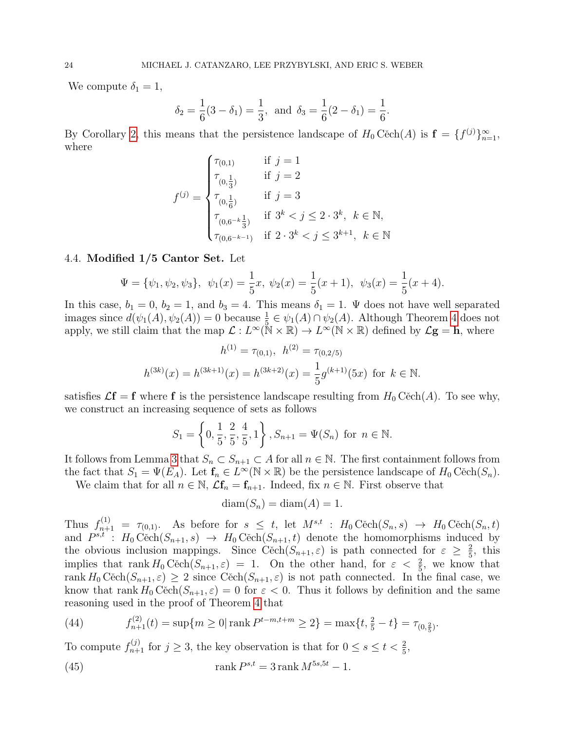We compute $\delta_1 = 1$,

$$\delta_2 = \frac{1}{6}(3 - \delta_1) = \frac{1}{3}, \text{ and } \delta_3 = \frac{1}{6}(2 - \delta_1) = \frac{1}{6}.$$

By Corollary 2, this means that the persistence landscape of $H_0 \operatorname{\check{C}ech}(A)$ is $\mathbf{f} = \{f^{(j)}\}_{n=1}^{\infty}$, where

$$f^{(j)} = \begin{cases} \tau_{(0,1)} & \text{if } j = 1 \\ \tau_{(0,\frac{1}{3})} & \text{if } j = 2 \\ \tau_{(0,\frac{1}{6})} & \text{if } j = 3 \\ \tau_{(0,6^{-k}\frac{1}{3})} & \text{if } 3^k < j \leq 2 \cdot 3^k, \;\; k \in \mathbb{N}, \\ \tau_{(0,6^{-k-1})} & \text{if } 2 \cdot 3^k < j \leq 3^{k+1}, \;\; k \in \mathbb{N} \end{cases}$$

### 4.4. Modified 1/5 Cantor Set.

Let

$$\Psi = \{\psi_1, \psi_2, \psi_3\}, \;\; \psi_1(x) = \frac{1}{5}x, \;\; \psi_2(x) = \frac{1}{5}(x+1), \;\; \psi_3(x) = \frac{1}{5}(x+4).$$

In this case, $b_1 = 0$, $b_2 = 1$, and $b_3 = 4$. This means $\delta_1 = 1$. $\Psi$ does not have well separated images since $d(\psi_1(A), \psi_2(A)) = 0$ because $\frac{1}{5} \in \psi_1(A) \cap \psi_2(A)$. Although Theorem 4 does not apply, we still claim that the map $\mathcal{L} : L^{\infty}(\mathbb{N} \times \mathbb{R}) \to L^{\infty}(\mathbb{N} \times \mathbb{R})$ defined by $\mathcal{L}\mathbf{g} = \mathbf{h}$, where

$$h^{(1)} = \tau_{(0,1)}, \;\; h^{(2)} = \tau_{(0,2/5)}$$

$$h^{(3k)}(x) = h^{(3k+1)}(x) = h^{(3k+2)}(x) = \frac{1}{5}g^{(k+1)}(5x) \text{ for } k \in \mathbb{N}.$$

satisfies $\mathcal{L}\mathbf{f} = \mathbf{f}$ where $\mathbf{f}$ is the persistence landscape resulting from $H_0 \operatorname{\check{C}ech}(A)$. To see why, we construct an increasing sequence of sets as follows

$$S_1 = \left\{0, \frac{1}{5}, \frac{2}{5}, \frac{4}{5}, 1\right\}, S_{n+1} = \Psi(S_n) \text{ for } n \in \mathbb{N}.$$

It follows from Lemma 3 that $S_n \subset S_{n+1} \subset A$ for all $n \in \mathbb{N}$. The first containment follows from the fact that $S_1 = \Psi(E_A)$. Let $\mathbf{f}_n \in L^{\infty}(\mathbb{N} \times \mathbb{R})$ be the persistence landscape of $H_0 \operatorname{\check{C}ech}(S_n)$.

We claim that for all $n \in \mathbb{N}$, $\mathcal{L}\mathbf{f}_n = \mathbf{f}_{n+1}$. Indeed, fix $n \in \mathbb{N}$. First observe that

$$\operatorname{diam}(S_n) = \operatorname{diam}(A) = 1.$$

Thus $f_{n+1}^{(1)} = \tau_{(0,1)}$. As before for $s \leq t$, let $M^{s,t} : H_0 \operatorname{\check{C}ech}(S_n, s) \to H_0 \operatorname{\check{C}ech}(S_n, t)$ and $P^{s,t} : H_0 \operatorname{\check{C}ech}(S_{n+1}, s) \to H_0 \operatorname{\check{C}ech}(S_{n+1}, t)$ denote the homomorphisms induced by the obvious inclusion mappings. Since $\operatorname{\check{C}ech}(S_{n+1}, \varepsilon)$ is path connected for $\varepsilon \geq \frac{2}{5}$, this implies that $\operatorname{rank} H_0 \operatorname{\check{C}ech}(S_{n+1}, \varepsilon) = 1$. On the other hand, for $\varepsilon < \frac{2}{5}$, we know that $\operatorname{rank} H_0 \operatorname{\check{C}ech}(S_{n+1}, \varepsilon) \geq 2$ since $\operatorname{\check{C}ech}(S_{n+1}, \varepsilon)$ is not path connected. In the final case, we know that $\operatorname{rank} H_0 \operatorname{\check{C}ech}(S_{n+1}, \varepsilon) = 0$ for $\varepsilon < 0$. Thus it follows by definition and the same reasoning used in the proof of Theorem 4 that

$$f_{n+1}^{(2)}(t) = \sup\{m \geq 0 | \operatorname{rank} P^{t-m,t+m} \geq 2\} = \max\{t, \tfrac{2}{5} - t\} = \tau_{(0,\frac{2}{5})}. \tag{44}$$

To compute $f_{n+1}^{(j)}$ for $j \geq 3$, the key observation is that for $0 \leq s \leq t < \frac{2}{5}$,

$$\operatorname{rank} P^{s,t} = 3 \operatorname{rank} M^{5s,5t} - 1. \tag{45}$$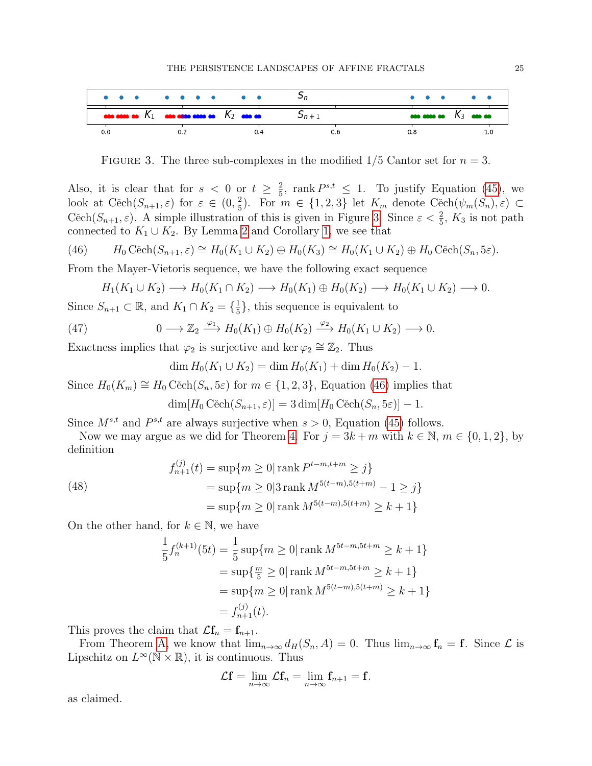FIGURE 3. The three sub-complexes in the modified 1/5 Cantor set for $n = 3$.

Also, it is clear that for $s < 0$ or $t \geq \frac{2}{5}$, $\operatorname{rank} P^{s,t} \leq 1$. To justify Equation (45), we look at $\check{\text{C}}\text{ech}(S_{n+1}, \varepsilon)$ for $\varepsilon \in (0, \frac{2}{5})$. For $m \in \{1, 2, 3\}$ let $K_m$ denote $\check{\text{C}}\text{ech}(\psi_m(S_n), \varepsilon) \subset \check{\text{C}}\text{ech}(S_{n+1}, \varepsilon)$. A simple illustration of this is given in Figure 3. Since $\varepsilon < \frac{2}{5}$, $K_3$ is not path connected to $K_1 \cup K_2$. By Lemma 2 and Corollary 1, we see that

$$H_0 \, \check{\text{C}}\text{ech}(S_{n+1}, \varepsilon) \cong H_0(K_1 \cup K_2) \oplus H_0(K_3) \cong H_0(K_1 \cup K_2) \oplus H_0 \, \check{\text{C}}\text{ech}(S_n, 5\varepsilon). \tag{46}$$

From the Mayer-Vietoris sequence, we have the following exact sequence

$$H_1(K_1 \cup K_2) \longrightarrow H_0(K_1 \cap K_2) \longrightarrow H_0(K_1) \oplus H_0(K_2) \longrightarrow H_0(K_1 \cup K_2) \longrightarrow 0.$$

Since $S_{n+1} \subset \mathbb{R}$, and $K_1 \cap K_2 = \{\frac{1}{5}\}$, this sequence is equivalent to

$$0 \longrightarrow \mathbb{Z}_2 \xrightarrow{\varphi_1} H_0(K_1) \oplus H_0(K_2) \xrightarrow{\varphi_2} H_0(K_1 \cup K_2) \longrightarrow 0. \tag{47}$$

Exactness implies that $\varphi_2$ is surjective and $\ker \varphi_2 \cong \mathbb{Z}_2$. Thus

$$\dim H_0(K_1 \cup K_2) = \dim H_0(K_1) + \dim H_0(K_2) - 1.$$

Since $H_0(K_m) \cong H_0 \, \check{\text{C}}\text{ech}(S_n, 5\varepsilon)$ for $m \in \{1, 2, 3\}$, Equation (46) implies that

$$\dim[H_0 \, \check{\text{C}}\text{ech}(S_{n+1}, \varepsilon)] = 3 \dim[H_0 \, \check{\text{C}}\text{ech}(S_n, 5\varepsilon)] - 1.$$

Since $M^{s,t}$ and $P^{s,t}$ are always surjective when $s > 0$, Equation (45) follows.

Now we may argue as we did for Theorem 4. For $j = 3k + m$ with $k \in \mathbb{N}$, $m \in \{0, 1, 2\}$, by definition

$$\begin{aligned} f_{n+1}^{(j)}(t) &= \sup\{m \geq 0 | \operatorname{rank} P^{t-m,t+m} \geq j\} \\ &= \sup\{m \geq 0 | 3 \operatorname{rank} M^{5(t-m),5(t+m)} - 1 \geq j\} \\ &= \sup\{m \geq 0 | \operatorname{rank} M^{5(t-m),5(t+m)} \geq k + 1\} \end{aligned} \tag{48}$$

On the other hand, for $k \in \mathbb{N}$, we have

$$\begin{aligned} \frac{1}{5} f_n^{(k+1)}(5t) &= \frac{1}{5} \sup\{m \geq 0 | \operatorname{rank} M^{5t-m,5t+m} \geq k + 1\} \\ &= \sup\{\tfrac{m}{5} \geq 0 | \operatorname{rank} M^{5t-m,5t+m} \geq k + 1\} \\ &= \sup\{m \geq 0 | \operatorname{rank} M^{5(t-m),5(t+m)} \geq k + 1\} \\ &= f_{n+1}^{(j)}(t). \end{aligned}$$

This proves the claim that $\mathcal{L}\mathbf{f}_n = \mathbf{f}_{n+1}$.

From Theorem A, we know that $\lim_{n\to\infty} d_H(S_n, A) = 0$. Thus $\lim_{n\to\infty} \mathbf{f}_n = \mathbf{f}$. Since $\mathcal{L}$ is Lipschitz on $L^\infty(\mathbb{N} \times \mathbb{R})$, it is continuous. Thus

$$\mathcal{L}\mathbf{f} = \lim_{n\to\infty} \mathcal{L}\mathbf{f}_n = \lim_{n\to\infty} \mathbf{f}_{n+1} = \mathbf{f}.$$

as claimed.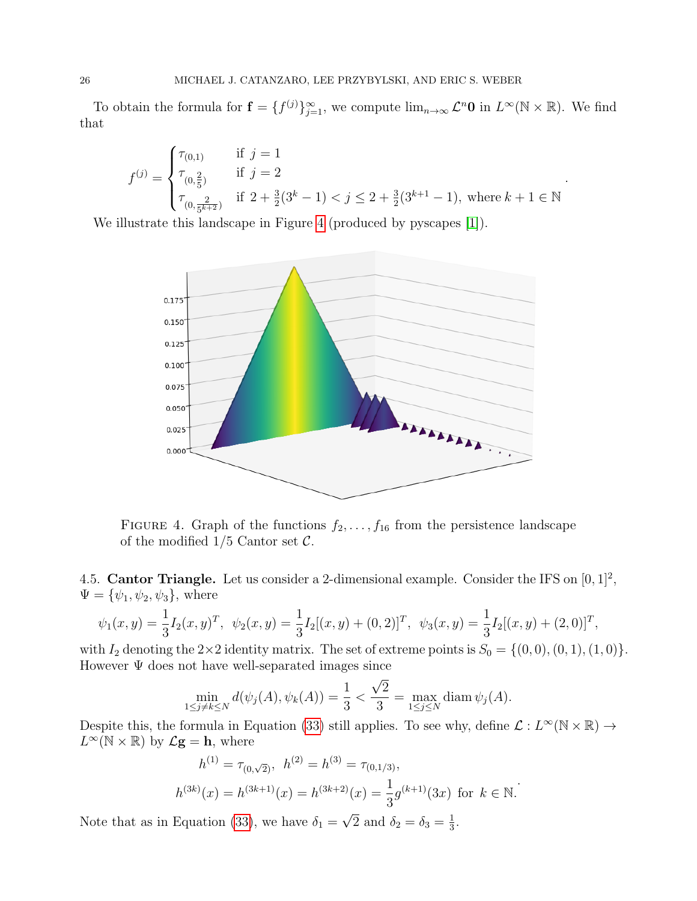To obtain the formula for $\mathbf{f} = \{f^{(j)}\}_{j=1}^{\infty}$, we compute $\lim_{n\to\infty} \mathcal{L}^n \mathbf{0}$ in $L^\infty(\mathbb{N}\times\mathbb{R})$. We find that

$$f^{(j)} = \begin{cases} \tau_{(0,1)} & \text{if } j = 1 \\ \tau_{(0,\frac{2}{5})} & \text{if } j = 2 \\ \tau_{(0,\frac{2}{5^{k+2}})} & \text{if } 2 + \frac{3}{2}(3^k - 1) < j \leq 2 + \frac{3}{2}(3^{k+1}-1), \text{ where } k+1 \in \mathbb{N} \end{cases}.$$

We illustrate this landscape in Figure 4 (produced by pyscapes [1]).

FIGURE 4. Graph of the functions $f_2, \ldots, f_{16}$ from the persistence landscape of the modified 1/5 Cantor set $\mathcal{C}$.

4.5. **Cantor Triangle.** Let us consider a 2-dimensional example. Consider the IFS on $[0,1]^2$, $\Psi = \{\psi_1, \psi_2, \psi_3\}$, where

$$\psi_1(x,y) = \frac{1}{3} I_2(x,y)^T, \ \ \psi_2(x,y) = \frac{1}{3} I_2[(x,y) + (0,2)]^T, \ \ \psi_3(x,y) = \frac{1}{3} I_2[(x,y) + (2,0)]^T,$$

with $I_2$ denoting the $2\times 2$ identity matrix. The set of extreme points is $S_0 = \{(0,0),(0,1),(1,0)\}$. However $\Psi$ does not have well-separated images since

$$\min_{1\leq j\neq k\leq N} d(\psi_j(A), \psi_k(A)) = \frac{1}{3} < \frac{\sqrt{2}}{3} = \max_{1\leq j\leq N} \operatorname{diam} \psi_j(A).$$

Despite this, the formula in Equation (33) still applies. To see why, define $\mathcal{L} : L^\infty(\mathbb{N}\times\mathbb{R}) \to L^\infty(\mathbb{N}\times\mathbb{R})$ by $\mathcal{L}\mathbf{g} = \mathbf{h}$, where

$$h^{(1)} = \tau_{(0,\sqrt{2})}, \ \ h^{(2)} = h^{(3)} = \tau_{(0,1/3)},$$
$$h^{(3k)}(x) = h^{(3k+1)}(x) = h^{(3k+2)}(x) = \frac{1}{3} g^{(k+1)}(3x) \ \text{ for } \ k \in \mathbb{N}.$$

Note that as in Equation (33), we have $\delta_1 = \sqrt{2}$ and $\delta_2 = \delta_3 = \frac{1}{3}$.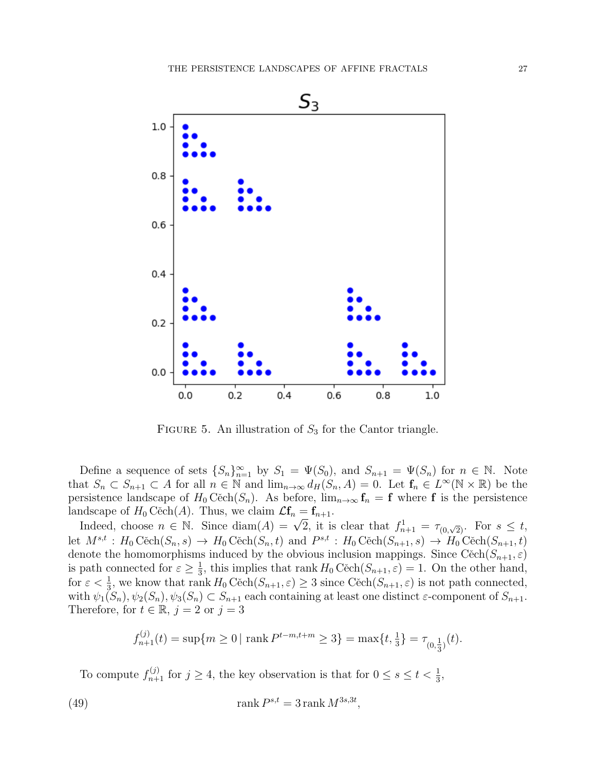FIGURE 5. An illustration of $S_3$ for the Cantor triangle.

Define a sequence of sets $\{S_n\}_{n=1}^{\infty}$ by $S_1 = \Psi(S_0)$, and $S_{n+1} = \Psi(S_n)$ for $n \in \mathbb{N}$. Note that $S_n \subset S_{n+1} \subset A$ for all $n \in \mathbb{N}$ and $\lim_{n\to\infty} d_H(S_n, A) = 0$. Let $\mathbf{f}_n \in L^\infty(\mathbb{N} \times \mathbb{R})$ be the persistence landscape of $H_0\,\text{Čech}(S_n)$. As before, $\lim_{n\to\infty} \mathbf{f}_n = \mathbf{f}$ where $\mathbf{f}$ is the persistence landscape of $H_0\,\text{Čech}(A)$. Thus, we claim $\mathcal{L}\mathbf{f}_n = \mathbf{f}_{n+1}$.

Indeed, choose $n \in \mathbb{N}$. Since $\text{diam}(A) = \sqrt{2}$, it is clear that $f_{n+1}^1 = \tau_{(0,\sqrt{2})}$. For $s \le t$, let $M^{s,t} : H_0\,\text{Čech}(S_n, s) \to H_0\,\text{Čech}(S_n, t)$ and $P^{s,t} : H_0\,\text{Čech}(S_{n+1}, s) \to H_0\,\text{Čech}(S_{n+1}, t)$ denote the homomorphisms induced by the obvious inclusion mappings. Since $\text{Čech}(S_{n+1}, \varepsilon)$ is path connected for $\varepsilon \ge \frac{1}{3}$, this implies that $\text{rank}\, H_0\,\text{Čech}(S_{n+1}, \varepsilon) = 1$. On the other hand, for $\varepsilon < \frac{1}{3}$, we know that $\text{rank}\, H_0\,\text{Čech}(S_{n+1}, \varepsilon) \ge 3$ since $\text{Čech}(S_{n+1}, \varepsilon)$ is not path connected, with $\psi_1(S_n), \psi_2(S_n), \psi_3(S_n) \subset S_{n+1}$ each containing at least one distinct $\varepsilon$-component of $S_{n+1}$. Therefore, for $t \in \mathbb{R}$, $j = 2$ or $j = 3$

$$f_{n+1}^{(j)}(t) = \sup\{m \ge 0 \mid \text{rank}\, P^{t-m,t+m} \ge 3\} = \max\{t, \tfrac{1}{3}\} = \tau_{(0,\frac{1}{3})}(t).$$

To compute $f_{n+1}^{(j)}$ for $j \ge 4$, the key observation is that for $0 \le s \le t < \frac{1}{3}$,

$$\text{rank}\, P^{s,t} = 3\,\text{rank}\, M^{3s,3t}, \tag{49}$$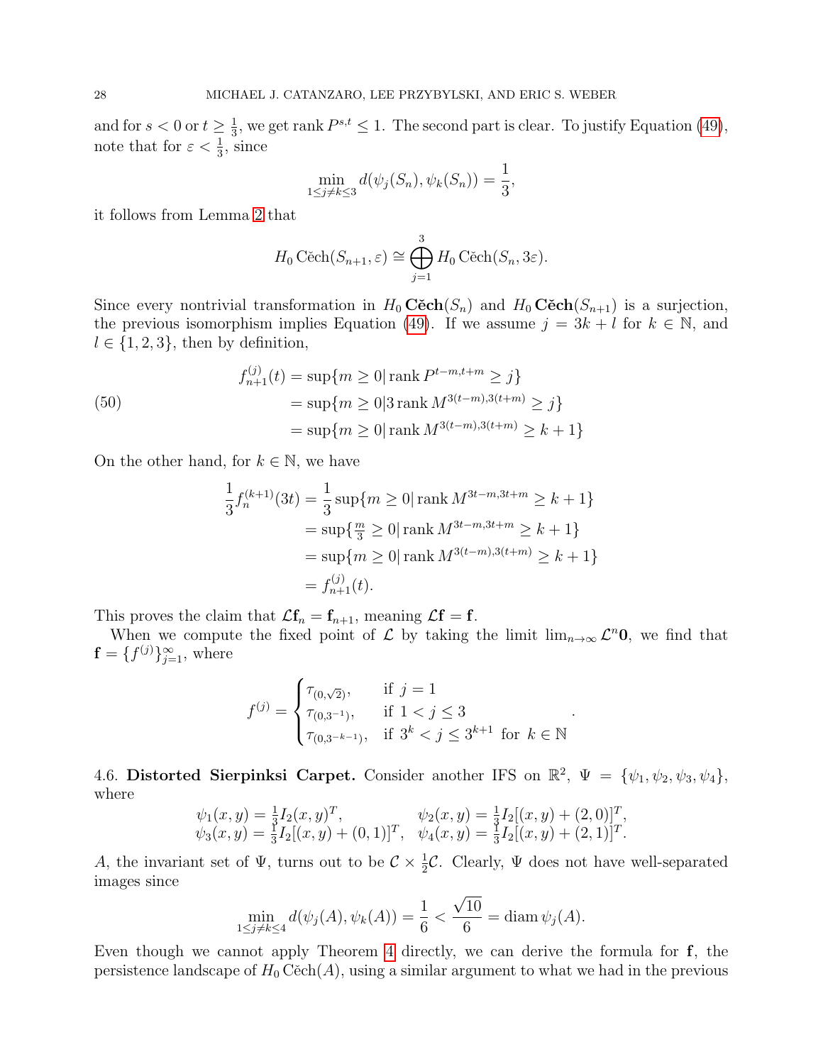and for $s < 0$ or $t \geq \frac{1}{3}$, we get rank $P^{s,t} \leq 1$. The second part is clear. To justify Equation (49), note that for $\varepsilon < \frac{1}{3}$, since

$$\min_{1 \leq j \neq k \leq 3} d(\psi_j(S_n), \psi_k(S_n)) = \frac{1}{3},$$

it follows from Lemma 2 that

$$H_0 \operatorname{Čech}(S_{n+1}, \varepsilon) \cong \bigoplus_{j=1}^{3} H_0 \operatorname{Čech}(S_n, 3\varepsilon).$$

Since every nontrivial transformation in $H_0 \,\mathbf{Čech}(S_n)$ and $H_0 \,\mathbf{Čech}(S_{n+1})$ is a surjection, the previous isomorphism implies Equation (49). If we assume $j = 3k + l$ for $k \in \mathbb{N}$, and $l \in \{1, 2, 3\}$, then by definition,

$$\begin{aligned}
f_{n+1}^{(j)}(t) &= \sup\{m \geq 0 | \operatorname{rank} P^{t-m,t+m} \geq j\} \\
&= \sup\{m \geq 0 | 3 \operatorname{rank} M^{3(t-m),3(t+m)} \geq j\} \\
&= \sup\{m \geq 0 | \operatorname{rank} M^{3(t-m),3(t+m)} \geq k+1\}
\end{aligned} \tag{50}$$

On the other hand, for $k \in \mathbb{N}$, we have

$$\begin{aligned}
\frac{1}{3} f_n^{(k+1)}(3t) &= \frac{1}{3} \sup\{m \geq 0 | \operatorname{rank} M^{3t-m,3t+m} \geq k+1\} \\
&= \sup\{\tfrac{m}{3} \geq 0 | \operatorname{rank} M^{3t-m,3t+m} \geq k+1\} \\
&= \sup\{m \geq 0 | \operatorname{rank} M^{3(t-m),3(t+m)} \geq k+1\} \\
&= f_{n+1}^{(j)}(t).
\end{aligned}$$

This proves the claim that $\mathcal{L}\mathbf{f}_n = \mathbf{f}_{n+1}$, meaning $\mathcal{L}\mathbf{f} = \mathbf{f}$.

When we compute the fixed point of $\mathcal{L}$ by taking the limit $\lim_{n\to\infty} \mathcal{L}^n \mathbf{0}$, we find that $\mathbf{f} = \{f^{(j)}\}_{j=1}^{\infty}$, where

$$f^{(j)} = \begin{cases} \tau_{(0,\sqrt{2})}, & \text{if } j = 1 \\ \tau_{(0,3^{-1})}, & \text{if } 1 < j \leq 3 \\ \tau_{(0,3^{-k-1})}, & \text{if } 3^k < j \leq 3^{k+1} \text{ for } k \in \mathbb{N} \end{cases}.$$

4.6. **Distorted Sierpinksi Carpet.** Consider another IFS on $\mathbb{R}^2$, $\Psi = \{\psi_1, \psi_2, \psi_3, \psi_4\}$, where

$$\begin{aligned}
&\psi_1(x, y) = \tfrac{1}{3} I_2(x, y)^T, && \psi_2(x, y) = \tfrac{1}{3} I_2[(x, y) + (2, 0)]^T, \\
&\psi_3(x, y) = \tfrac{1}{3} I_2[(x, y) + (0, 1)]^T, && \psi_4(x, y) = \tfrac{1}{3} I_2[(x, y) + (2, 1)]^T.
\end{aligned}$$

$A$, the invariant set of $\Psi$, turns out to be $\mathcal{C} \times \frac{1}{2}\mathcal{C}$. Clearly, $\Psi$ does not have well-separated images since

$$\min_{1 \leq j \neq k \leq 4} d(\psi_j(A), \psi_k(A)) = \frac{1}{6} < \frac{\sqrt{10}}{6} = \operatorname{diam} \psi_j(A).$$

Even though we cannot apply Theorem 4 directly, we can derive the formula for $\mathbf{f}$, the persistence landscape of $H_0 \operatorname{Čech}(A)$, using a similar argument to what we had in the previous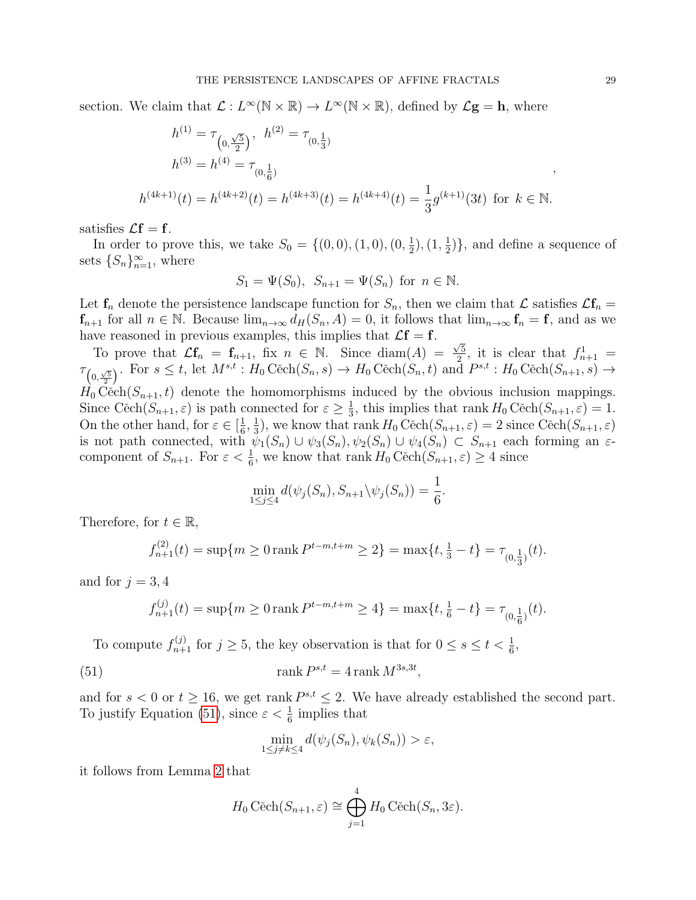section. We claim that $\mathcal{L} : L^\infty(\mathbb{N} \times \mathbb{R}) \to L^\infty(\mathbb{N} \times \mathbb{R})$, defined by $\mathcal{L}\mathbf{g} = \mathbf{h}$, where

$$
\begin{aligned}
h^{(1)} &= \tau_{\left(0, \frac{\sqrt{5}}{2}\right)}, \quad h^{(2)} = \tau_{(0, \frac{1}{3})} \\
h^{(3)} &= h^{(4)} = \tau_{(0, \frac{1}{6})} \\
h^{(4k+1)}(t) &= h^{(4k+2)}(t) = h^{(4k+3)}(t) = h^{(4k+4)}(t) = \frac{1}{3} g^{(k+1)}(3t) \text{ for } k \in \mathbb{N}.
\end{aligned},
$$

satisfies $\mathcal{L}\mathbf{f} = \mathbf{f}$.

In order to prove this, we take $S_0 = \{(0,0), (1,0), (0, \frac{1}{2}), (1, \frac{1}{2})\}$, and define a sequence of sets $\{S_n\}_{n=1}^\infty$, where

$$
S_1 = \Psi(S_0), \;\; S_{n+1} = \Psi(S_n) \text{ for } n \in \mathbb{N}.
$$

Let $\mathbf{f}_n$ denote the persistence landscape function for $S_n$, then we claim that $\mathcal{L}$ satisfies $\mathcal{L}\mathbf{f}_n = \mathbf{f}_{n+1}$ for all $n \in \mathbb{N}$. Because $\lim_{n\to\infty} d_H(S_n, A) = 0$, it follows that $\lim_{n\to\infty} \mathbf{f}_n = \mathbf{f}$, and as we have reasoned in previous examples, this implies that $\mathcal{L}\mathbf{f} = \mathbf{f}$.

To prove that $\mathcal{L}\mathbf{f}_n = \mathbf{f}_{n+1}$, fix $n \in \mathbb{N}$. Since $\operatorname{diam}(A) = \frac{\sqrt{5}}{2}$, it is clear that $f^1_{n+1} = \tau_{\left(0, \frac{\sqrt{5}}{2}\right)}$. For $s \le t$, let $M^{s,t} : H_0 \operatorname{Čech}(S_n, s) \to H_0 \operatorname{Čech}(S_n, t)$ and $P^{s,t} : H_0 \operatorname{Čech}(S_{n+1}, s) \to H_0 \operatorname{Čech}(S_{n+1}, t)$ denote the homomorphisms induced by the obvious inclusion mappings. Since $\operatorname{Čech}(S_{n+1}, \varepsilon)$ is path connected for $\varepsilon \ge \frac{1}{3}$, this implies that $\operatorname{rank} H_0 \operatorname{Čech}(S_{n+1}, \varepsilon) = 1$. On the other hand, for $\varepsilon \in [\frac{1}{6}, \frac{1}{3})$, we know that $\operatorname{rank} H_0 \operatorname{Čech}(S_{n+1}, \varepsilon) = 2$ since $\operatorname{Čech}(S_{n+1}, \varepsilon)$ is not path connected, with $\psi_1(S_n) \cup \psi_3(S_n), \psi_2(S_n) \cup \psi_4(S_n) \subset S_{n+1}$ each forming an $\varepsilon$-component of $S_{n+1}$. For $\varepsilon < \frac{1}{6}$, we know that $\operatorname{rank} H_0 \operatorname{Čech}(S_{n+1}, \varepsilon) \ge 4$ since

$$
\min_{1 \le j \le 4} d(\psi_j(S_n), S_{n+1} \backslash \psi_j(S_n)) = \frac{1}{6}.
$$

Therefore, for $t \in \mathbb{R}$,

$$
f^{(2)}_{n+1}(t) = \sup\{m \ge 0 \operatorname{rank} P^{t-m,t+m} \ge 2\} = \max\{t, \tfrac{1}{3} - t\} = \tau_{(0, \frac{1}{3})}(t).
$$

and for $j = 3, 4$

$$
f^{(j)}_{n+1}(t) = \sup\{m \ge 0 \operatorname{rank} P^{t-m,t+m} \ge 4\} = \max\{t, \tfrac{1}{6} - t\} = \tau_{(0, \frac{1}{6})}(t).
$$

To compute $f^{(j)}_{n+1}$ for $j \ge 5$, the key observation is that for $0 \le s \le t < \frac{1}{6}$,

$$
\operatorname{rank} P^{s,t} = 4 \operatorname{rank} M^{3s,3t}, \tag{51}
$$

and for $s < 0$ or $t \ge 16$, we get $\operatorname{rank} P^{s,t} \le 2$. We have already established the second part. To justify Equation (51), since $\varepsilon < \frac{1}{6}$ implies that

$$
\min_{1 \le j \ne k \le 4} d(\psi_j(S_n), \psi_k(S_n)) > \varepsilon,
$$

it follows from Lemma 2 that

$$
H_0 \operatorname{Čech}(S_{n+1}, \varepsilon) \cong \bigoplus_{j=1}^{4} H_0 \operatorname{Čech}(S_n, 3\varepsilon).
$$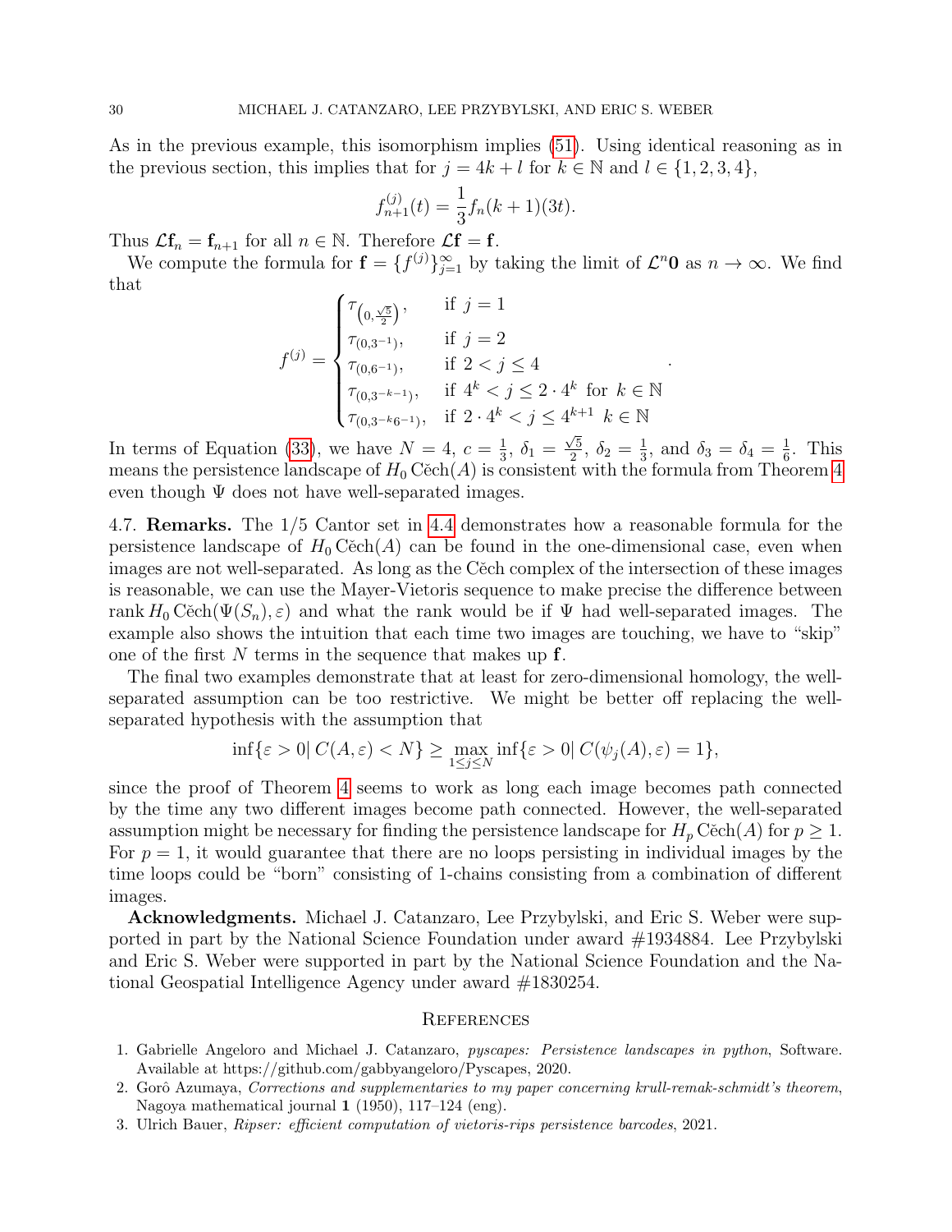As in the previous example, this isomorphism implies (51). Using identical reasoning as in the previous section, this implies that for $j = 4k + l$ for $k \in \mathbb{N}$ and $l \in \{1, 2, 3, 4\}$,

$$f_{n+1}^{(j)}(t) = \frac{1}{3} f_n(k+1)(3t).$$

Thus $\mathcal{L}\mathbf{f}_n = \mathbf{f}_{n+1}$ for all $n \in \mathbb{N}$. Therefore $\mathcal{L}\mathbf{f} = \mathbf{f}$.

We compute the formula for $\mathbf{f} = \{f^{(j)}\}_{j=1}^{\infty}$ by taking the limit of $\mathcal{L}^n\mathbf{0}$ as $n \to \infty$. We find that

$$f^{(j)} = \begin{cases} \tau_{\left(0, \frac{\sqrt{5}}{2}\right)}, & \text{if } j = 1 \\ \tau_{(0,3^{-1})}, & \text{if } j = 2 \\ \tau_{(0,6^{-1})}, & \text{if } 2 < j \leq 4 \\ \tau_{(0,3^{-k-1})}, & \text{if } 4^k < j \leq 2 \cdot 4^k \text{ for } k \in \mathbb{N} \\ \tau_{(0,3^{-k}6^{-1})}, & \text{if } 2 \cdot 4^k < j \leq 4^{k+1} \;\; k \in \mathbb{N} \end{cases}.$$

In terms of Equation (33), we have $N = 4$, $c = \frac{1}{3}$, $\delta_1 = \frac{\sqrt{5}}{2}$, $\delta_2 = \frac{1}{3}$, and $\delta_3 = \delta_4 = \frac{1}{6}$. This means the persistence landscape of $H_0$ Čech$(A)$ is consistent with the formula from Theorem 4 even though $\Psi$ does not have well-separated images.

4.7. **Remarks.** The 1/5 Cantor set in 4.4 demonstrates how a reasonable formula for the persistence landscape of $H_0$ Čech$(A)$ can be found in the one-dimensional case, even when images are not well-separated. As long as the Čech complex of the intersection of these images is reasonable, we can use the Mayer-Vietoris sequence to make precise the difference between rank $H_0$ Čech$(\Psi(S_n), \varepsilon)$ and what the rank would be if $\Psi$ had well-separated images. The example also shows the intuition that each time two images are touching, we have to "skip" one of the first $N$ terms in the sequence that makes up $\mathbf{f}$.

The final two examples demonstrate that at least for zero-dimensional homology, the well-separated assumption can be too restrictive. We might be better off replacing the well-separated hypothesis with the assumption that

$$\inf\{\varepsilon > 0 | \, C(A, \varepsilon) < N\} \geq \max_{1 \leq j \leq N} \inf\{\varepsilon > 0 | \, C(\psi_j(A), \varepsilon) = 1\},$$

since the proof of Theorem 4 seems to work as long each image becomes path connected by the time any two different images become path connected. However, the well-separated assumption might be necessary for finding the persistence landscape for $H_p$ Čech$(A)$ for $p \geq 1$. For $p = 1$, it would guarantee that there are no loops persisting in individual images by the time loops could be "born" consisting of 1-chains consisting from a combination of different images.

**Acknowledgments.** Michael J. Catanzaro, Lee Przybylski, and Eric S. Weber were supported in part by the National Science Foundation under award #1934884. Lee Przybylski and Eric S. Weber were supported in part by the National Science Foundation and the National Geospatial Intelligence Agency under award #1830254.

## References

1. Gabrielle Angeloro and Michael J. Catanzaro, *pyscapes: Persistence landscapes in python*, Software. Available at https://github.com/gabbyangeloro/Pyscapes, 2020.
2. Gorô Azumaya, *Corrections and supplementaries to my paper concerning krull-remak-schmidt's theorem*, Nagoya mathematical journal **1** (1950), 117–124 (eng).
3. Ulrich Bauer, *Ripser: efficient computation of vietoris-rips persistence barcodes*, 2021.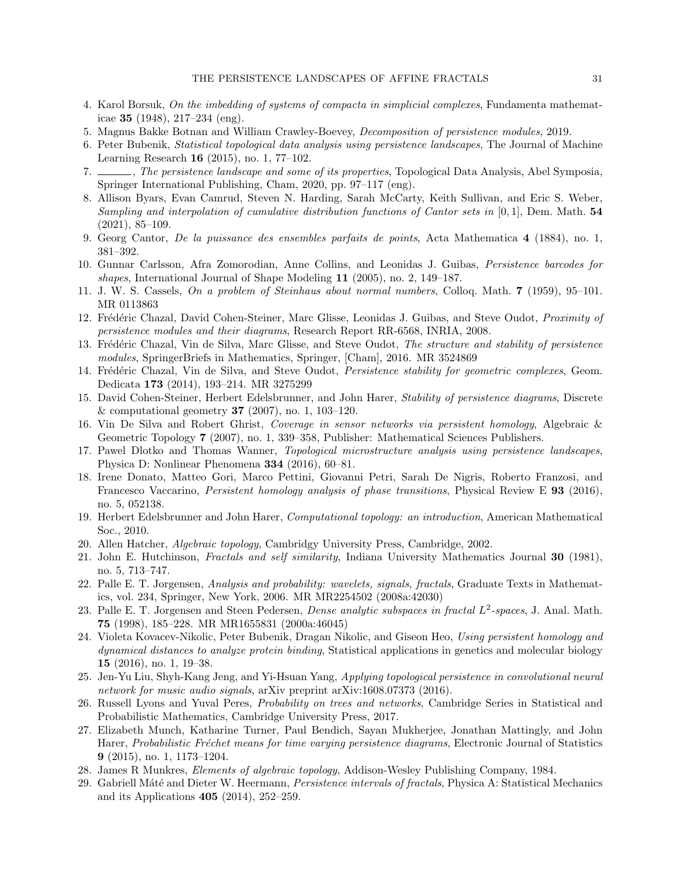4. Karol Borsuk, *On the imbedding of systems of compacta in simplicial complexes*, Fundamenta mathematicae **35** (1948), 217–234 (eng).
5. Magnus Bakke Botnan and William Crawley-Boevey, *Decomposition of persistence modules*, 2019.
6. Peter Bubenik, *Statistical topological data analysis using persistence landscapes*, The Journal of Machine Learning Research **16** (2015), no. 1, 77–102.
7. ______, *The persistence landscape and some of its properties*, Topological Data Analysis, Abel Symposia, Springer International Publishing, Cham, 2020, pp. 97–117 (eng).
8. Allison Byars, Evan Camrud, Steven N. Harding, Sarah McCarty, Keith Sullivan, and Eric S. Weber, *Sampling and interpolation of cumulative distribution functions of Cantor sets in* $[0, 1]$, Dem. Math. **54** (2021), 85–109.
9. Georg Cantor, *De la puissance des ensembles parfaits de points*, Acta Mathematica **4** (1884), no. 1, 381–392.
10. Gunnar Carlsson, Afra Zomorodian, Anne Collins, and Leonidas J. Guibas, *Persistence barcodes for shapes*, International Journal of Shape Modeling **11** (2005), no. 2, 149–187.
11. J. W. S. Cassels, *On a problem of Steinhaus about normal numbers*, Colloq. Math. **7** (1959), 95–101. MR 0113863
12. Frédéric Chazal, David Cohen-Steiner, Marc Glisse, Leonidas J. Guibas, and Steve Oudot, *Proximity of persistence modules and their diagrams*, Research Report RR-6568, INRIA, 2008.
13. Frédéric Chazal, Vin de Silva, Marc Glisse, and Steve Oudot, *The structure and stability of persistence modules*, SpringerBriefs in Mathematics, Springer, [Cham], 2016. MR 3524869
14. Frédéric Chazal, Vin de Silva, and Steve Oudot, *Persistence stability for geometric complexes*, Geom. Dedicata **173** (2014), 193–214. MR 3275299
15. David Cohen-Steiner, Herbert Edelsbrunner, and John Harer, *Stability of persistence diagrams*, Discrete & computational geometry **37** (2007), no. 1, 103–120.
16. Vin De Silva and Robert Ghrist, *Coverage in sensor networks via persistent homology*, Algebraic & Geometric Topology **7** (2007), no. 1, 339–358, Publisher: Mathematical Sciences Publishers.
17. Pawel Dlotko and Thomas Wanner, *Topological microstructure analysis using persistence landscapes*, Physica D: Nonlinear Phenomena **334** (2016), 60–81.
18. Irene Donato, Matteo Gori, Marco Pettini, Giovanni Petri, Sarah De Nigris, Roberto Franzosi, and Francesco Vaccarino, *Persistent homology analysis of phase transitions*, Physical Review E **93** (2016), no. 5, 052138.
19. Herbert Edelsbrunner and John Harer, *Computational topology: an introduction*, American Mathematical Soc., 2010.
20. Allen Hatcher, *Algebraic topology*, Cambridgy University Press, Cambridge, 2002.
21. John E. Hutchinson, *Fractals and self similarity*, Indiana University Mathematics Journal **30** (1981), no. 5, 713–747.
22. Palle E. T. Jorgensen, *Analysis and probability: wavelets, signals, fractals*, Graduate Texts in Mathematics, vol. 234, Springer, New York, 2006. MR MR2254502 (2008a:42030)
23. Palle E. T. Jorgensen and Steen Pedersen, *Dense analytic subspaces in fractal* $L^2$*-spaces*, J. Anal. Math. **75** (1998), 185–228. MR MR1655831 (2000a:46045)
24. Violeta Kovacev-Nikolic, Peter Bubenik, Dragan Nikolic, and Giseon Heo, *Using persistent homology and dynamical distances to analyze protein binding*, Statistical applications in genetics and molecular biology **15** (2016), no. 1, 19–38.
25. Jen-Yu Liu, Shyh-Kang Jeng, and Yi-Hsuan Yang, *Applying topological persistence in convolutional neural network for music audio signals*, arXiv preprint arXiv:1608.07373 (2016).
26. Russell Lyons and Yuval Peres, *Probability on trees and networks*, Cambridge Series in Statistical and Probabilistic Mathematics, Cambridge University Press, 2017.
27. Elizabeth Munch, Katharine Turner, Paul Bendich, Sayan Mukherjee, Jonathan Mattingly, and John Harer, *Probabilistic Fréchet means for time varying persistence diagrams*, Electronic Journal of Statistics **9** (2015), no. 1, 1173–1204.
28. James R Munkres, *Elements of algebraic topology*, Addison-Wesley Publishing Company, 1984.
29. Gabriell Máté and Dieter W. Heermann, *Persistence intervals of fractals*, Physica A: Statistical Mechanics and its Applications **405** (2014), 252–259.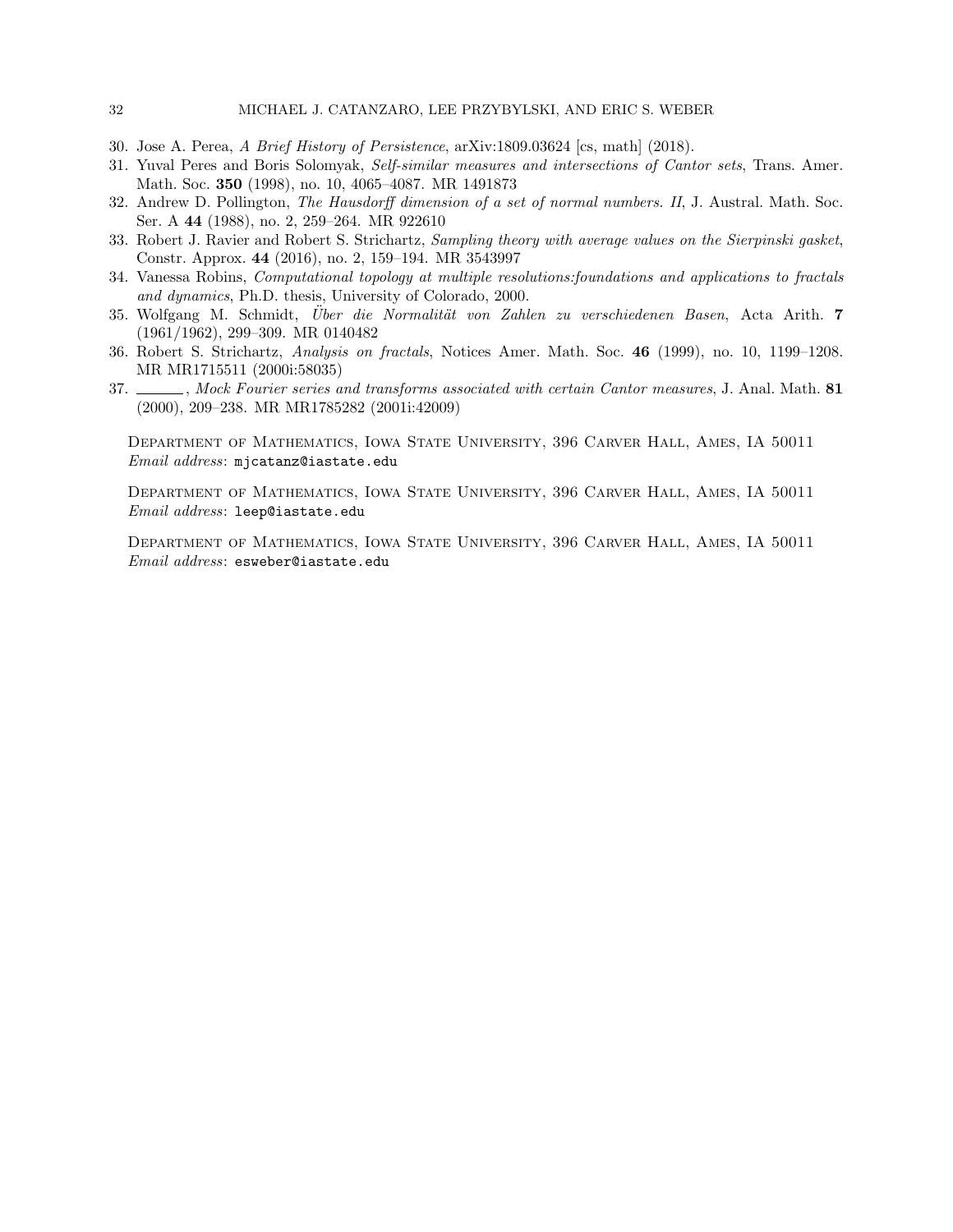30. Jose A. Perea, *A Brief History of Persistence*, arXiv:1809.03624 [cs, math] (2018).
31. Yuval Peres and Boris Solomyak, *Self-similar measures and intersections of Cantor sets*, Trans. Amer. Math. Soc. **350** (1998), no. 10, 4065–4087. MR 1491873
32. Andrew D. Pollington, *The Hausdorff dimension of a set of normal numbers. II*, J. Austral. Math. Soc. Ser. A **44** (1988), no. 2, 259–264. MR 922610
33. Robert J. Ravier and Robert S. Strichartz, *Sampling theory with average values on the Sierpinski gasket*, Constr. Approx. **44** (2016), no. 2, 159–194. MR 3543997
34. Vanessa Robins, *Computational topology at multiple resolutions:foundations and applications to fractals and dynamics*, Ph.D. thesis, University of Colorado, 2000.
35. Wolfgang M. Schmidt, *Über die Normalität von Zahlen zu verschiedenen Basen*, Acta Arith. **7** (1961/1962), 299–309. MR 0140482
36. Robert S. Strichartz, *Analysis on fractals*, Notices Amer. Math. Soc. **46** (1999), no. 10, 1199–1208. MR MR1715511 (2000i:58035)
37. ______, *Mock Fourier series and transforms associated with certain Cantor measures*, J. Anal. Math. **81** (2000), 209–238. MR MR1785282 (2001i:42009)

Department of Mathematics, Iowa State University, 396 Carver Hall, Ames, IA 50011
*Email address*: mjcatanz@iastate.edu

Department of Mathematics, Iowa State University, 396 Carver Hall, Ames, IA 50011
*Email address*: leep@iastate.edu

Department of Mathematics, Iowa State University, 396 Carver Hall, Ames, IA 50011
*Email address*: esweber@iastate.edu